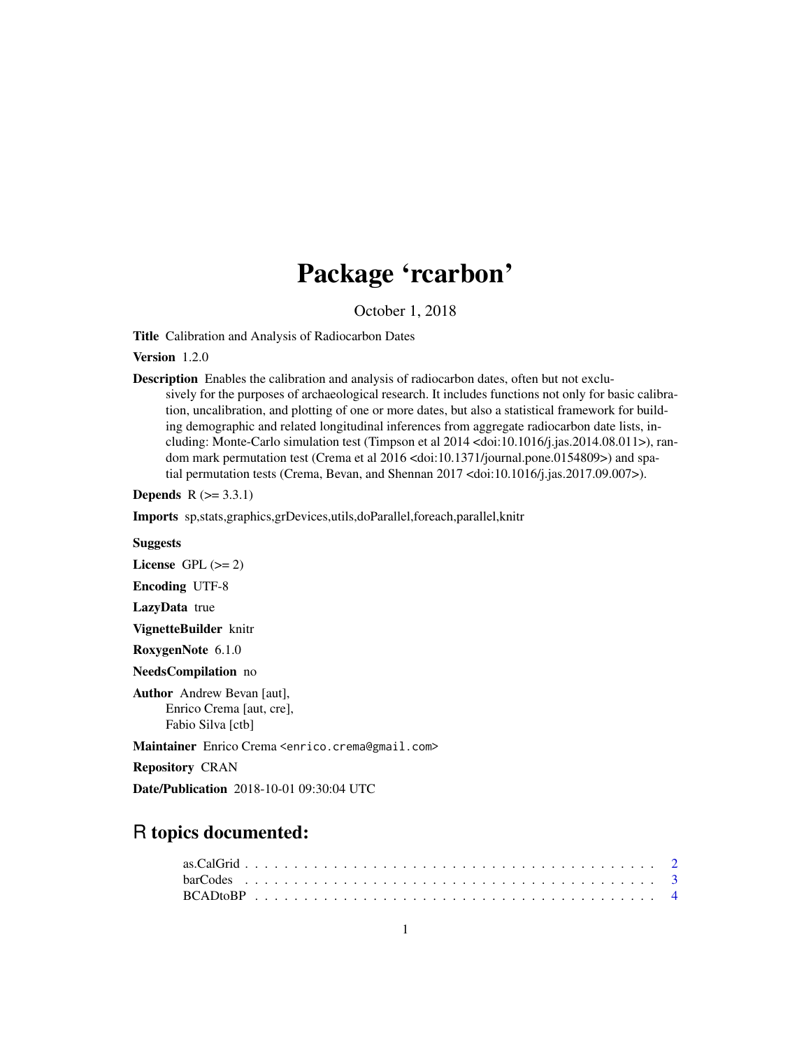# Package 'rcarbon'

October 1, 2018

**Title** Calibration and Analysis of Radiocarbon Dates

**Version** 1.2.0

**Description** Enables the calibration and analysis of radiocarbon dates, often but not exclusively for the purposes of archaeological research. It includes functions not only for basic calibration, uncalibration, and plotting of one or more dates, but also a statistical framework for building demographic and related longitudinal inferences from aggregate radiocarbon date lists, including: Monte-Carlo simulation test (Timpson et al 2014 <doi:10.1016/j.jas.2014.08.011>), random mark permutation test (Crema et al 2016 <doi:10.1371/journal.pone.0154809>) and spatial permutation tests (Crema, Bevan, and Shennan 2017 <doi:10.1016/j.jas.2017.09.007>).

**Depends** R (>= 3.3.1)

**Imports** sp,stats,graphics,grDevices,utils,doParallel,foreach,parallel,knitr

**Suggests**

**License** GPL (>= 2)

**Encoding** UTF-8

**LazyData** true

**VignetteBuilder** knitr

**RoxygenNote** 6.1.0

**NeedsCompilation** no

**Author** Andrew Bevan [aut],
Enrico Crema [aut, cre],
Fabio Silva [ctb]

**Maintainer** Enrico Crema <enrico.crema@gmail.com>

**Repository** CRAN

**Date/Publication** 2018-10-01 09:30:04 UTC

## R topics documented:

as.CalGrid . . . . . . . . . . . . . . . . . . . . . . . . . . . . . . . . . . . . . . . . . 2
barCodes . . . . . . . . . . . . . . . . . . . . . . . . . . . . . . . . . . . . . . . . . 3
BCADtoBP . . . . . . . . . . . . . . . . . . . . . . . . . . . . . . . . . . . . . . . . . 4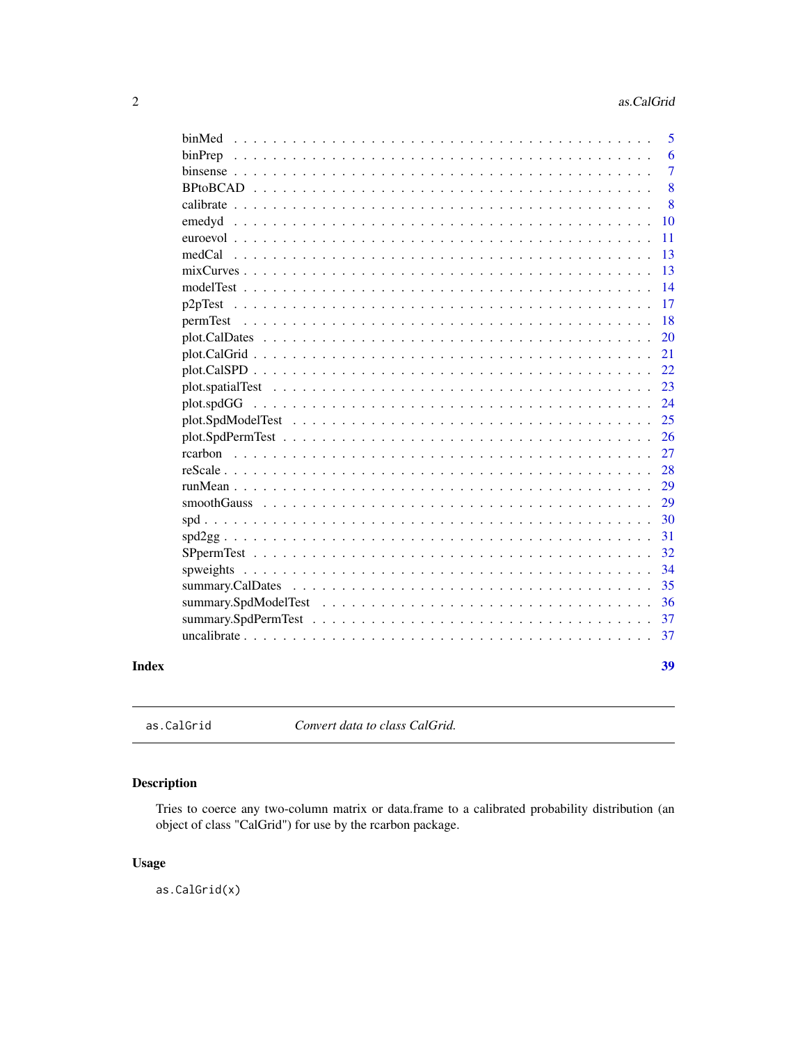| | |
|---|---|
| binMed | 5 |
| binPrep | 6 |
| binsense | 7 |
| BPtoBCAD | 8 |
| calibrate | 8 |
| emedyd | 10 |
| euroevol | 11 |
| medCal | 13 |
| mixCurves | 13 |
| modelTest | 14 |
| p2pTest | 17 |
| permTest | 18 |
| plot.CalDates | 20 |
| plot.CalGrid | 21 |
| plot.CalSPD | 22 |
| plot.spatialTest | 23 |
| plot.spdGG | 24 |
| plot.SpdModelTest | 25 |
| plot.SpdPermTest | 26 |
| rcarbon | 27 |
| reScale | 28 |
| runMean | 29 |
| smoothGauss | 29 |
| spd | 30 |
| spd2gg | 31 |
| SPpermTest | 32 |
| spweights | 34 |
| summary.CalDates | 35 |
| summary.SpdModelTest | 36 |
| summary.SpdPermTest | 37 |
| uncalibrate | 37 |

**Index** **39**

---

`as.CalGrid` *Convert data to class CalGrid.*

---

## Description

Tries to coerce any two-column matrix or data.frame to a calibrated probability distribution (an object of class "CalGrid") for use by the rcarbon package.

## Usage

```
as.CalGrid(x)
```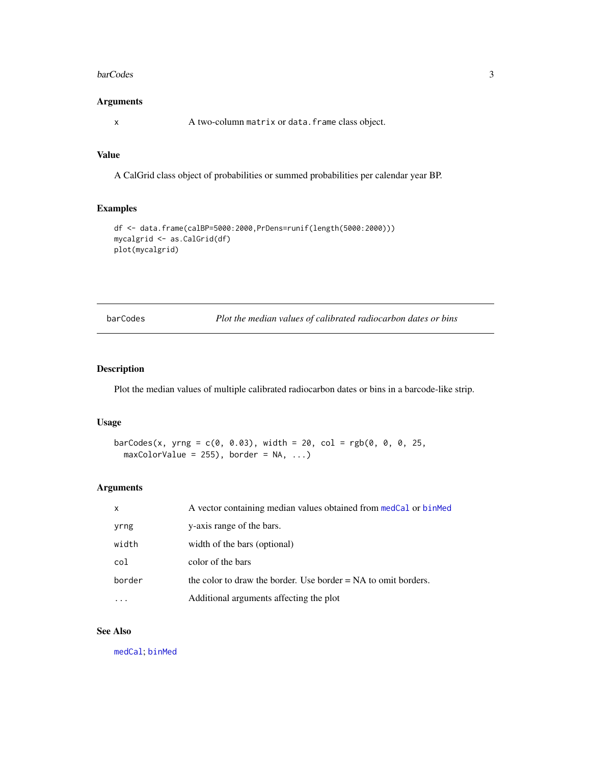## Arguments

| | |
|---|---|
| x | A two-column `matrix` or `data.frame` class object. |

## Value

A CalGrid class object of probabilities or summed probabilities per calendar year BP.

## Examples

```
df <- data.frame(calBP=5000:2000,PrDens=runif(length(5000:2000)))
mycalgrid <- as.CalGrid(df)
plot(mycalgrid)
```

---

# barCodes — *Plot the median values of calibrated radiocarbon dates or bins*

## Description

Plot the median values of multiple calibrated radiocarbon dates or bins in a barcode-like strip.

## Usage

```
barCodes(x, yrng = c(0, 0.03), width = 20, col = rgb(0, 0, 0, 25,
  maxColorValue = 255), border = NA, ...)
```

## Arguments

| | |
|---|---|
| x | A vector containing median values obtained from `medCal` or `binMed` |
| yrng | y-axis range of the bars. |
| width | width of the bars (optional) |
| col | color of the bars |
| border | the color to draw the border. Use border = NA to omit borders. |
| ... | Additional arguments affecting the plot |

## See Also

`medCal`; `binMed`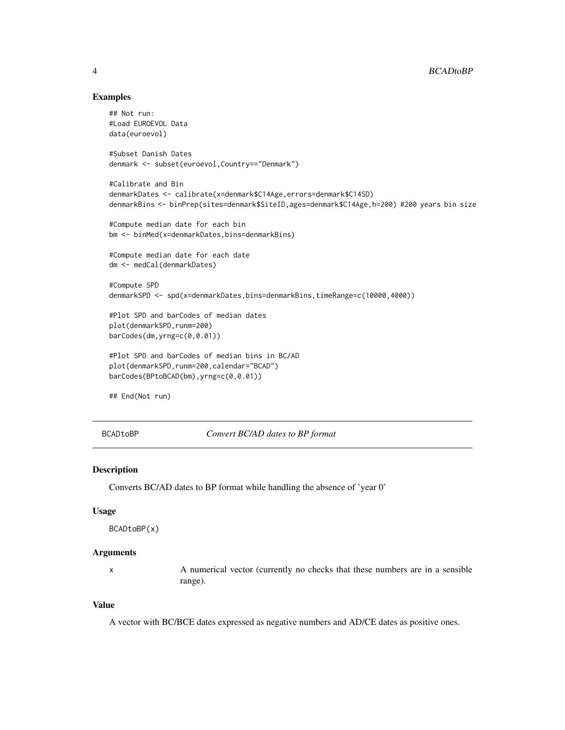## Examples

```
## Not run:
#Load EUROEVOL Data
data(euroevol)

#Subset Danish Dates
denmark <- subset(euroevol,Country=="Denmark")

#Calibrate and Bin
denmarkDates <- calibrate(x=denmark$C14Age,errors=denmark$C14SD)
denmarkBins <- binPrep(sites=denmark$SiteID,ages=denmark$C14Age,h=200) #200 years bin size

#Compute median date for each bin
bm <- binMed(x=denmarkDates,bins=denmarkBins)

#Compute median date for each date
dm <- medCal(denmarkDates)

#Compute SPD
denmarkSPD <- spd(x=denmarkDates,bins=denmarkBins,timeRange=c(10000,4000))

#Plot SPD and barCodes of median dates
plot(denmarkSPD,runm=200)
barCodes(dm,yrng=c(0,0.01))

#Plot SPD and barCodes of median bins in BC/AD
plot(denmarkSPD,runm=200,calendar="BCAD")
barCodes(BPtoBCAD(bm),yrng=c(0,0.01))

## End(Not run)
```

---

# BCADtoBP *Convert BC/AD dates to BP format*

---

## Description

Converts BC/AD dates to BP format while handling the absence of 'year 0'

## Usage

```
BCADtoBP(x)
```

## Arguments

| | |
|---|---|
| x | A numerical vector (currently no checks that these numbers are in a sensible range). |

## Value

A vector with BC/BCE dates expressed as negative numbers and AD/CE dates as positive ones.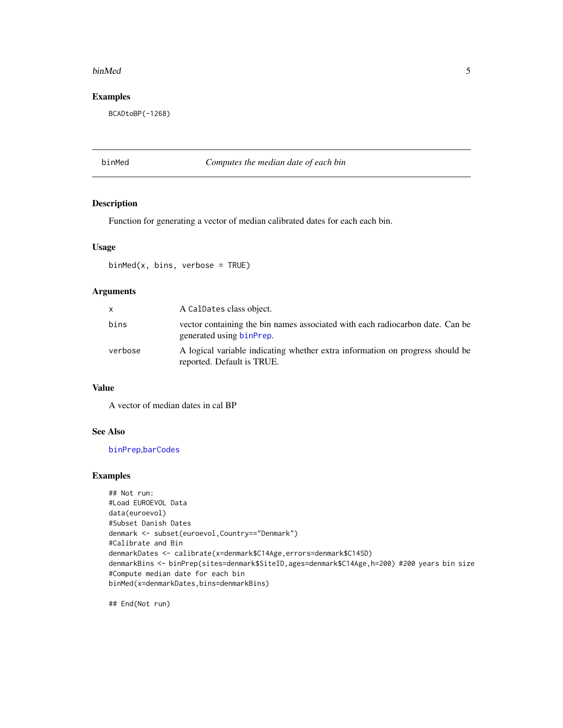## Examples

```
BCADtoBP(-1268)
```

---

## binMed — *Computes the median date of each bin*

### Description

Function for generating a vector of median calibrated dates for each each bin.

### Usage

```
binMed(x, bins, verbose = TRUE)
```

### Arguments

| | |
|---|---|
| `x` | A `CalDates` class object. |
| `bins` | vector containing the bin names associated with each radiocarbon date. Can be generated using `binPrep`. |
| `verbose` | A logical variable indicating whether extra information on progress should be reported. Default is TRUE. |

### Value

A vector of median dates in cal BP

### See Also

`binPrep`,`barCodes`

### Examples

```
## Not run:
#Load EUROEVOL Data
data(euroevol)
#Subset Danish Dates
denmark <- subset(euroevol,Country=="Denmark")
#Calibrate and Bin
denmarkDates <- calibrate(x=denmark$C14Age,errors=denmark$C14SD)
denmarkBins <- binPrep(sites=denmark$SiteID,ages=denmark$C14Age,h=200) #200 years bin size
#Compute median date for each bin
binMed(x=denmarkDates,bins=denmarkBins)

## End(Not run)
```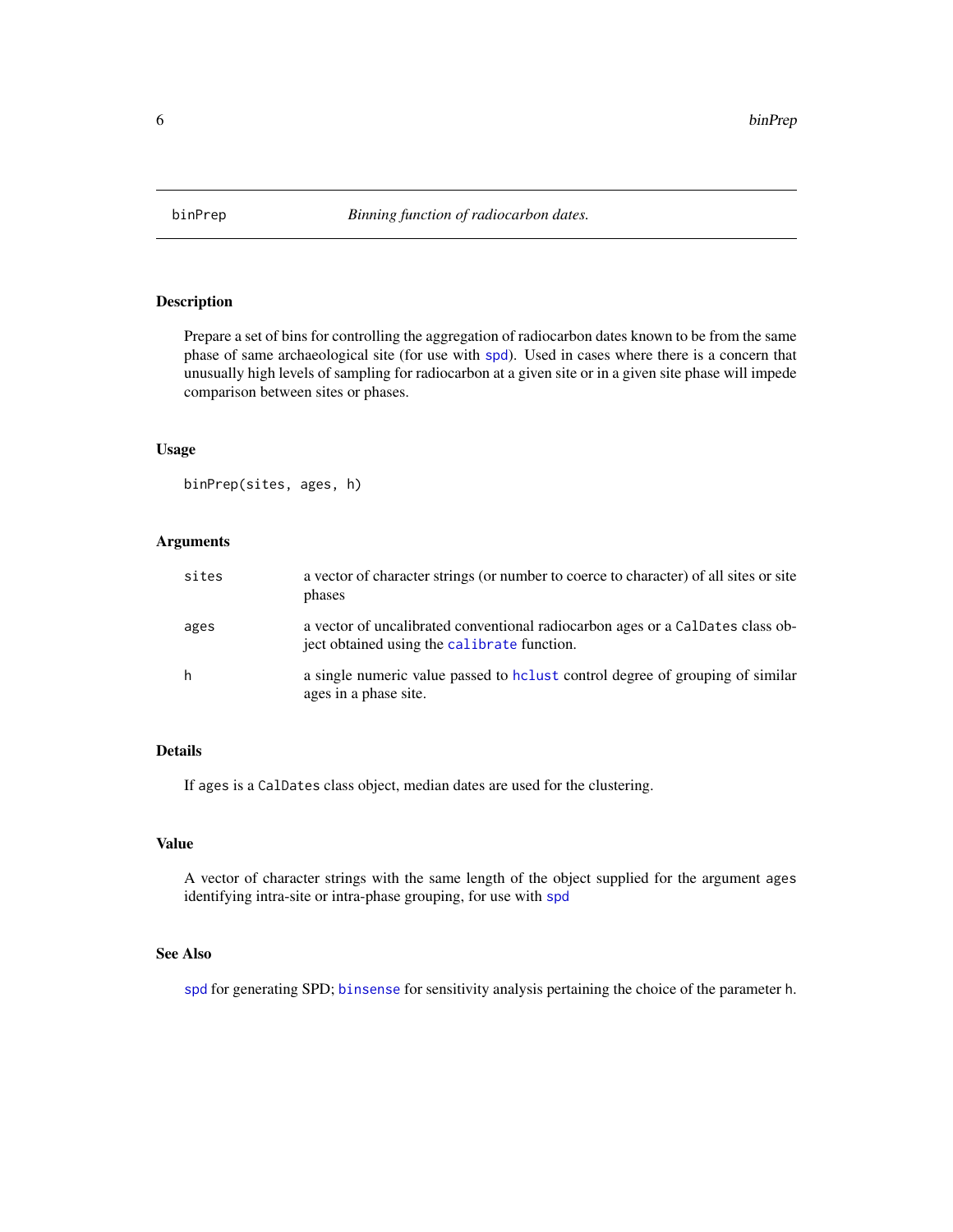binPrep *Binning function of radiocarbon dates.*

## Description

Prepare a set of bins for controlling the aggregation of radiocarbon dates known to be from the same phase of same archaeological site (for use with `spd`). Used in cases where there is a concern that unusually high levels of sampling for radiocarbon at a given site or in a given site phase will impede comparison between sites or phases.

## Usage

```
binPrep(sites, ages, h)
```

## Arguments

| | |
|---|---|
| sites | a vector of character strings (or number to coerce to character) of all sites or site phases |
| ages | a vector of uncalibrated conventional radiocarbon ages or a `CalDates` class object obtained using the `calibrate` function. |
| h | a single numeric value passed to `hclust` control degree of grouping of similar ages in a phase site. |

## Details

If `ages` is a `CalDates` class object, median dates are used for the clustering.

## Value

A vector of character strings with the same length of the object supplied for the argument `ages` identifying intra-site or intra-phase grouping, for use with `spd`

## See Also

`spd` for generating SPD; `binsense` for sensitivity analysis pertaining the choice of the parameter `h`.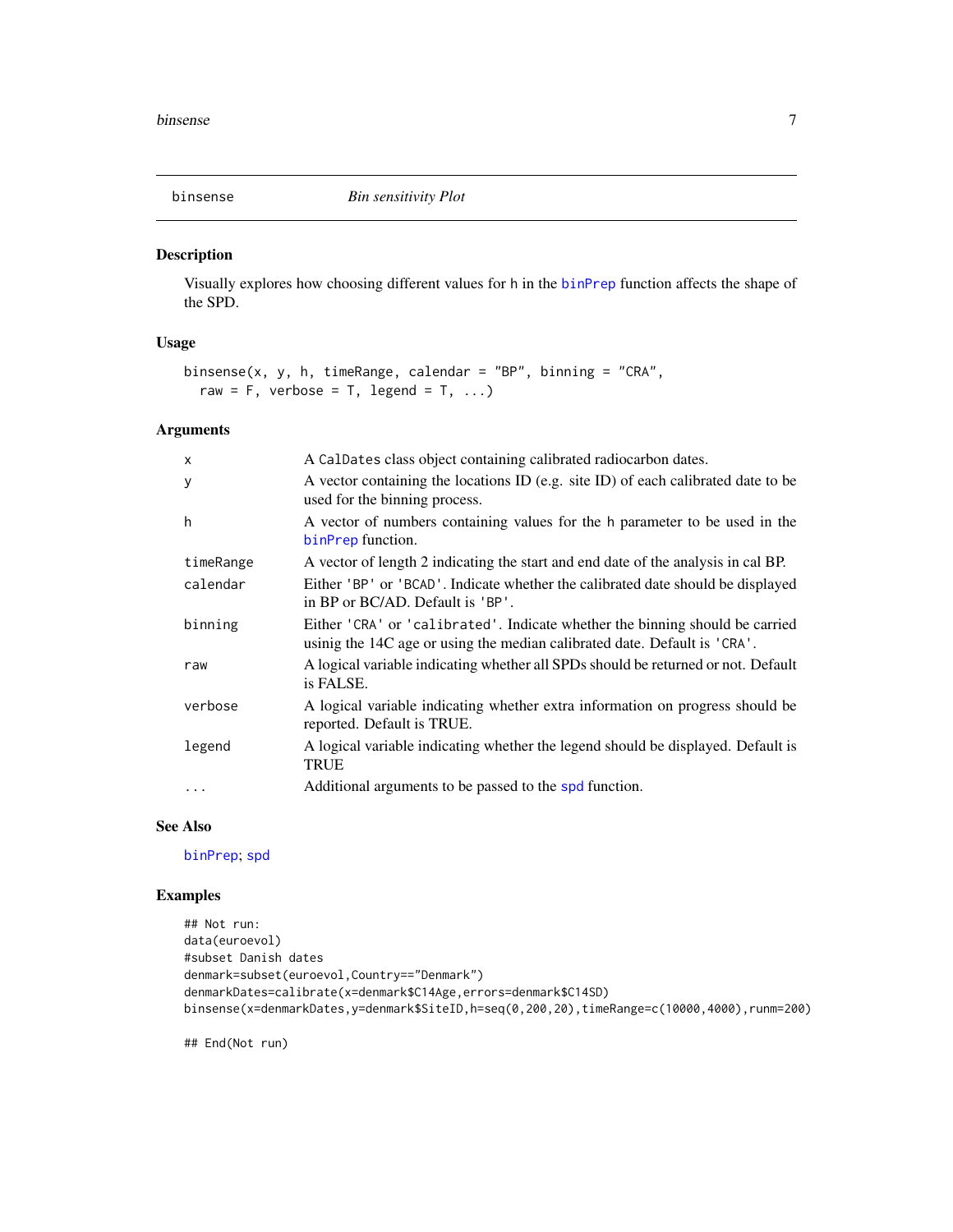# binsense — *Bin sensitivity Plot*

## Description

Visually explores how choosing different values for h in the binPrep function affects the shape of the SPD.

## Usage

```
binsense(x, y, h, timeRange, calendar = "BP", binning = "CRA",
  raw = F, verbose = T, legend = T, ...)
```

## Arguments

| | |
|---|---|
| x | A CalDates class object containing calibrated radiocarbon dates. |
| y | A vector containing the locations ID (e.g. site ID) of each calibrated date to be used for the binning process. |
| h | A vector of numbers containing values for the h parameter to be used in the binPrep function. |
| timeRange | A vector of length 2 indicating the start and end date of the analysis in cal BP. |
| calendar | Either 'BP' or 'BCAD'. Indicate whether the calibrated date should be displayed in BP or BC/AD. Default is 'BP'. |
| binning | Either 'CRA' or 'calibrated'. Indicate whether the binning should be carried usinig the 14C age or using the median calibrated date. Default is 'CRA'. |
| raw | A logical variable indicating whether all SPDs should be returned or not. Default is FALSE. |
| verbose | A logical variable indicating whether extra information on progress should be reported. Default is TRUE. |
| legend | A logical variable indicating whether the legend should be displayed. Default is TRUE |
| ... | Additional arguments to be passed to the spd function. |

## See Also

binPrep; spd

## Examples

```
## Not run:
data(euroevol)
#subset Danish dates
denmark=subset(euroevol,Country=="Denmark")
denmarkDates=calibrate(x=denmark$C14Age,errors=denmark$C14SD)
binsense(x=denmarkDates,y=denmark$SiteID,h=seq(0,200,20),timeRange=c(10000,4000),runm=200)

## End(Not run)
```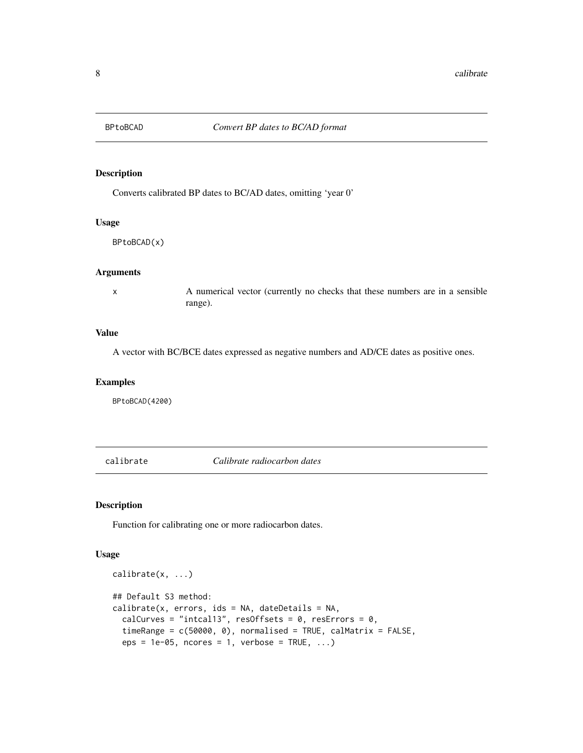## BPtoBCAD *Convert BP dates to BC/AD format*

### Description

Converts calibrated BP dates to BC/AD dates, omitting 'year 0'

### Usage

```
BPtoBCAD(x)
```

### Arguments

| | |
|---|---|
| x | A numerical vector (currently no checks that these numbers are in a sensible range). |

### Value

A vector with BC/BCE dates expressed as negative numbers and AD/CE dates as positive ones.

### Examples

```
BPtoBCAD(4200)
```

## calibrate *Calibrate radiocarbon dates*

### Description

Function for calibrating one or more radiocarbon dates.

### Usage

```
calibrate(x, ...)

## Default S3 method:
calibrate(x, errors, ids = NA, dateDetails = NA,
  calCurves = "intcal13", resOffsets = 0, resErrors = 0,
  timeRange = c(50000, 0), normalised = TRUE, calMatrix = FALSE,
  eps = 1e-05, ncores = 1, verbose = TRUE, ...)
```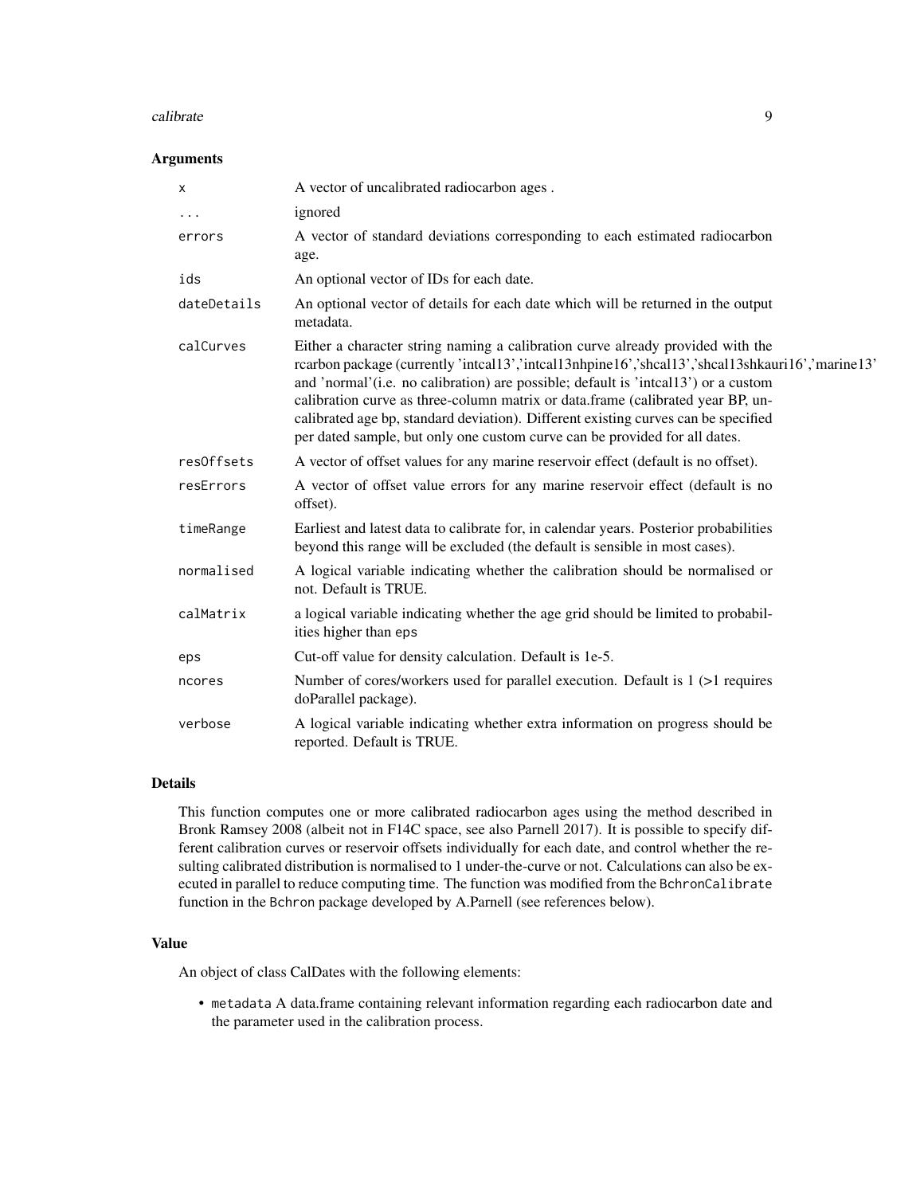## Arguments

| | |
|---|---|
| `x` | A vector of uncalibrated radiocarbon ages . |
| `...` | ignored |
| `errors` | A vector of standard deviations corresponding to each estimated radiocarbon age. |
| `ids` | An optional vector of IDs for each date. |
| `dateDetails` | An optional vector of details for each date which will be returned in the output metadata. |
| `calCurves` | Either a character string naming a calibration curve already provided with the rcarbon package (currently 'intcal13','intcal13nhpine16','shcal13','shcal13shkauri16','marine13' and 'normal'(i.e. no calibration) are possible; default is 'intcal13') or a custom calibration curve as three-column matrix or data.frame (calibrated year BP, uncalibrated age bp, standard deviation). Different existing curves can be specified per dated sample, but only one custom curve can be provided for all dates. |
| `resOffsets` | A vector of offset values for any marine reservoir effect (default is no offset). |
| `resErrors` | A vector of offset value errors for any marine reservoir effect (default is no offset). |
| `timeRange` | Earliest and latest data to calibrate for, in calendar years. Posterior probabilities beyond this range will be excluded (the default is sensible in most cases). |
| `normalised` | A logical variable indicating whether the calibration should be normalised or not. Default is TRUE. |
| `calMatrix` | a logical variable indicating whether the age grid should be limited to probabilities higher than eps |
| `eps` | Cut-off value for density calculation. Default is 1e-5. |
| `ncores` | Number of cores/workers used for parallel execution. Default is 1 (>1 requires doParallel package). |
| `verbose` | A logical variable indicating whether extra information on progress should be reported. Default is TRUE. |

## Details

This function computes one or more calibrated radiocarbon ages using the method described in Bronk Ramsey 2008 (albeit not in F14C space, see also Parnell 2017). It is possible to specify different calibration curves or reservoir offsets individually for each date, and control whether the resulting calibrated distribution is normalised to 1 under-the-curve or not. Calculations can also be executed in parallel to reduce computing time. The function was modified from the `BchronCalibrate` function in the `Bchron` package developed by A.Parnell (see references below).

## Value

An object of class CalDates with the following elements:

- `metadata` A data.frame containing relevant information regarding each radiocarbon date and the parameter used in the calibration process.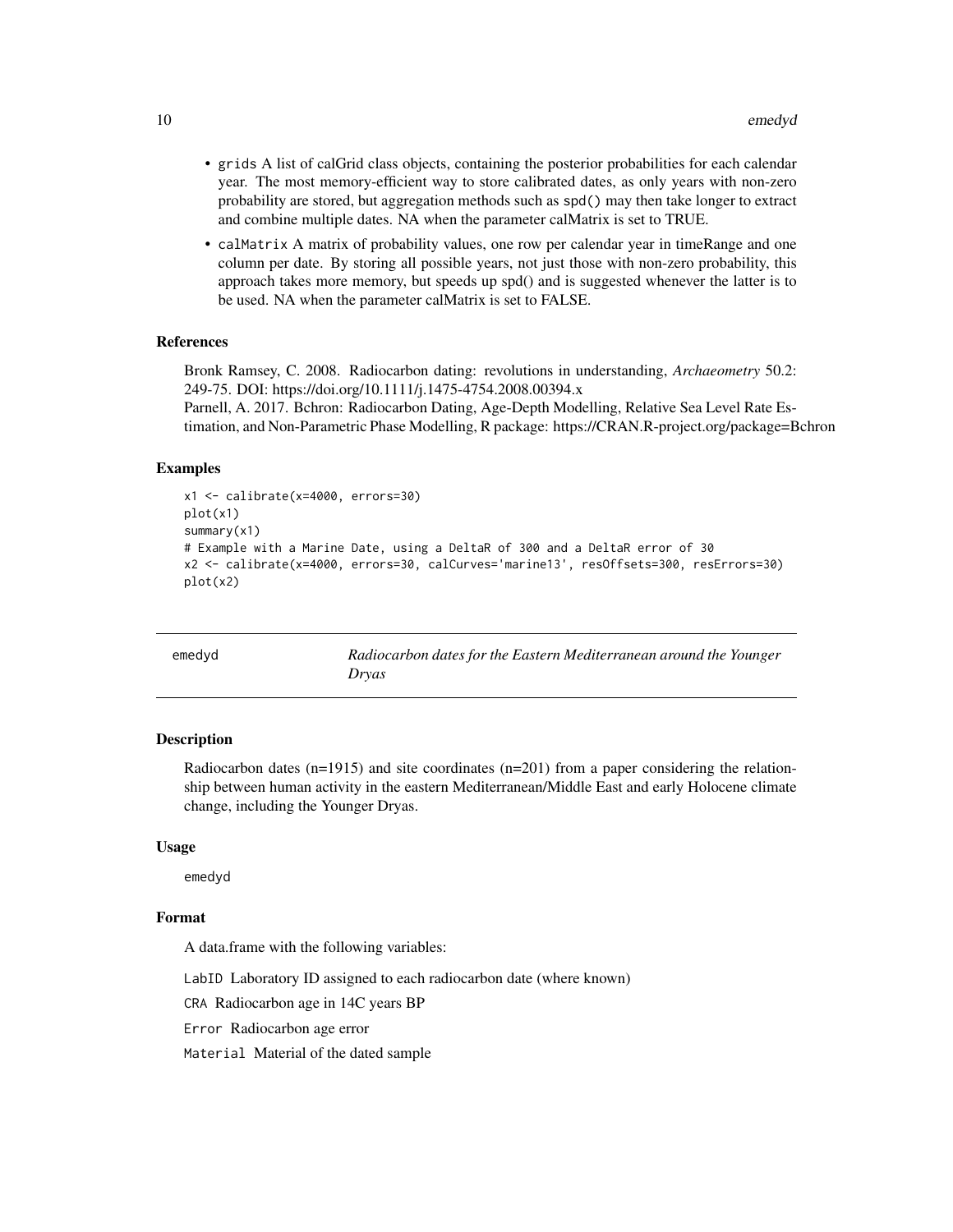- grids A list of calGrid class objects, containing the posterior probabilities for each calendar year. The most memory-efficient way to store calibrated dates, as only years with non-zero probability are stored, but aggregation methods such as spd() may then take longer to extract and combine multiple dates. NA when the parameter calMatrix is set to TRUE.
- calMatrix A matrix of probability values, one row per calendar year in timeRange and one column per date. By storing all possible years, not just those with non-zero probability, this approach takes more memory, but speeds up spd() and is suggested whenever the latter is to be used. NA when the parameter calMatrix is set to FALSE.

### References

Bronk Ramsey, C. 2008. Radiocarbon dating: revolutions in understanding, *Archaeometry* 50.2: 249-75. DOI: https://doi.org/10.1111/j.1475-4754.2008.00394.x
Parnell, A. 2017. Bchron: Radiocarbon Dating, Age-Depth Modelling, Relative Sea Level Rate Estimation, and Non-Parametric Phase Modelling, R package: https://CRAN.R-project.org/package=Bchron

### Examples

```
x1 <- calibrate(x=4000, errors=30)
plot(x1)
summary(x1)
# Example with a Marine Date, using a DeltaR of 300 and a DeltaR error of 30
x2 <- calibrate(x=4000, errors=30, calCurves='marine13', resOffsets=300, resErrors=30)
plot(x2)
```

---

## emedyd — *Radiocarbon dates for the Eastern Mediterranean around the Younger Dryas*

---

### Description

Radiocarbon dates (n=1915) and site coordinates (n=201) from a paper considering the relationship between human activity in the eastern Mediterranean/Middle East and early Holocene climate change, including the Younger Dryas.

### Usage

```
emedyd
```

### Format

A data.frame with the following variables:

LabID Laboratory ID assigned to each radiocarbon date (where known)

CRA Radiocarbon age in 14C years BP

Error Radiocarbon age error

Material Material of the dated sample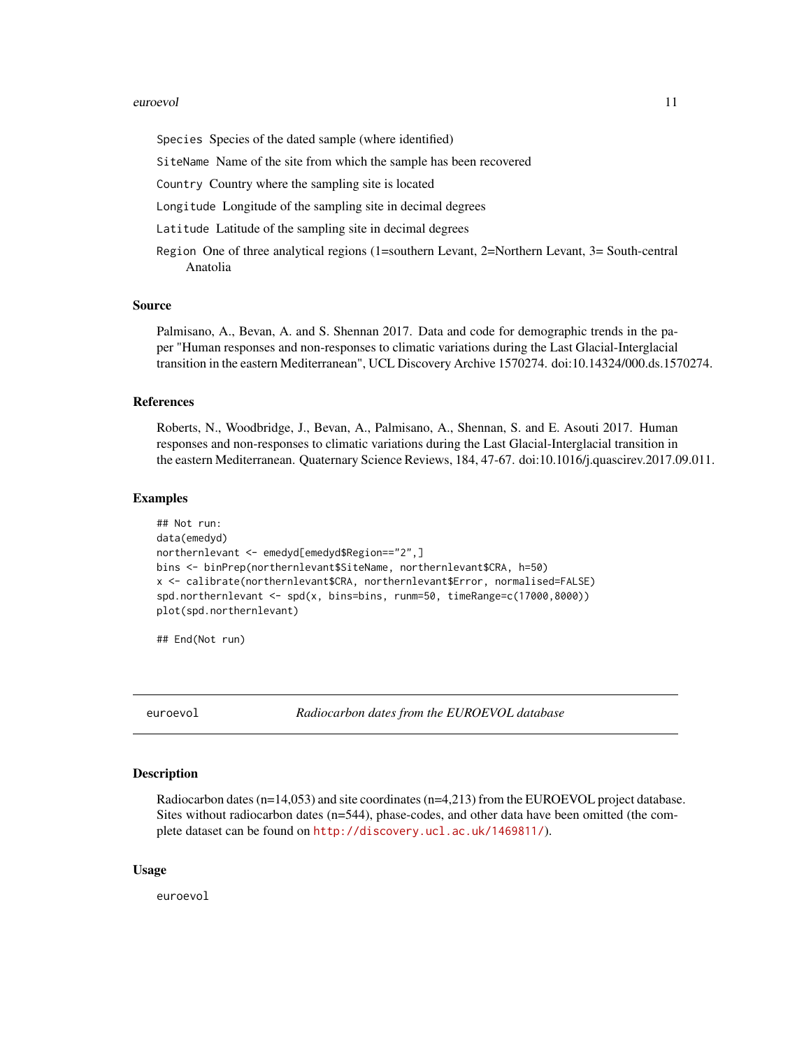Species Species of the dated sample (where identified)

SiteName Name of the site from which the sample has been recovered

Country Country where the sampling site is located

Longitude Longitude of the sampling site in decimal degrees

Latitude Latitude of the sampling site in decimal degrees

Region One of three analytical regions (1=southern Levant, 2=Northern Levant, 3= South-central Anatolia

### Source

Palmisano, A., Bevan, A. and S. Shennan 2017. Data and code for demographic trends in the paper "Human responses and non-responses to climatic variations during the Last Glacial-Interglacial transition in the eastern Mediterranean", UCL Discovery Archive 1570274. doi:10.14324/000.ds.1570274.

### References

Roberts, N., Woodbridge, J., Bevan, A., Palmisano, A., Shennan, S. and E. Asouti 2017. Human responses and non-responses to climatic variations during the Last Glacial-Interglacial transition in the eastern Mediterranean. Quaternary Science Reviews, 184, 47-67. doi:10.1016/j.quascirev.2017.09.011.

### Examples

```
## Not run:
data(emedyd)
northernlevant <- emedyd[emedyd$Region=="2",]
bins <- binPrep(northernlevant$SiteName, northernlevant$CRA, h=50)
x <- calibrate(northernlevant$CRA, northernlevant$Error, normalised=FALSE)
spd.northernlevant <- spd(x, bins=bins, runm=50, timeRange=c(17000,8000))
plot(spd.northernlevant)

## End(Not run)
```

---

## euroevol *Radiocarbon dates from the EUROEVOL database*

### Description

Radiocarbon dates (n=14,053) and site coordinates (n=4,213) from the EUROEVOL project database. Sites without radiocarbon dates (n=544), phase-codes, and other data have been omitted (the complete dataset can be found on http://discovery.ucl.ac.uk/1469811/).

### Usage

```
euroevol
```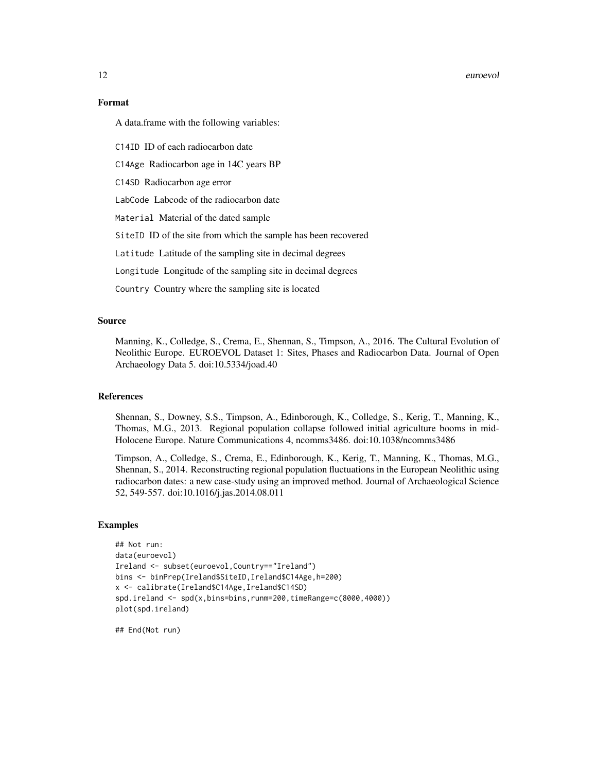## Format

A data.frame with the following variables:

`C14ID` ID of each radiocarbon date

`C14Age` Radiocarbon age in 14C years BP

`C14SD` Radiocarbon age error

`LabCode` Labcode of the radiocarbon date

`Material` Material of the dated sample

`SiteID` ID of the site from which the sample has been recovered

`Latitude` Latitude of the sampling site in decimal degrees

`Longitude` Longitude of the sampling site in decimal degrees

`Country` Country where the sampling site is located

## Source

Manning, K., Colledge, S., Crema, E., Shennan, S., Timpson, A., 2016. The Cultural Evolution of Neolithic Europe. EUROEVOL Dataset 1: Sites, Phases and Radiocarbon Data. Journal of Open Archaeology Data 5. doi:10.5334/joad.40

## References

Shennan, S., Downey, S.S., Timpson, A., Edinborough, K., Colledge, S., Kerig, T., Manning, K., Thomas, M.G., 2013. Regional population collapse followed initial agriculture booms in mid-Holocene Europe. Nature Communications 4, ncomms3486. doi:10.1038/ncomms3486

Timpson, A., Colledge, S., Crema, E., Edinborough, K., Kerig, T., Manning, K., Thomas, M.G., Shennan, S., 2014. Reconstructing regional population fluctuations in the European Neolithic using radiocarbon dates: a new case-study using an improved method. Journal of Archaeological Science 52, 549-557. doi:10.1016/j.jas.2014.08.011

## Examples

```
## Not run:
data(euroevol)
Ireland <- subset(euroevol,Country=="Ireland")
bins <- binPrep(Ireland$SiteID,Ireland$C14Age,h=200)
x <- calibrate(Ireland$C14Age,Ireland$C14SD)
spd.ireland <- spd(x,bins=bins,runm=200,timeRange=c(8000,4000))
plot(spd.ireland)

## End(Not run)
```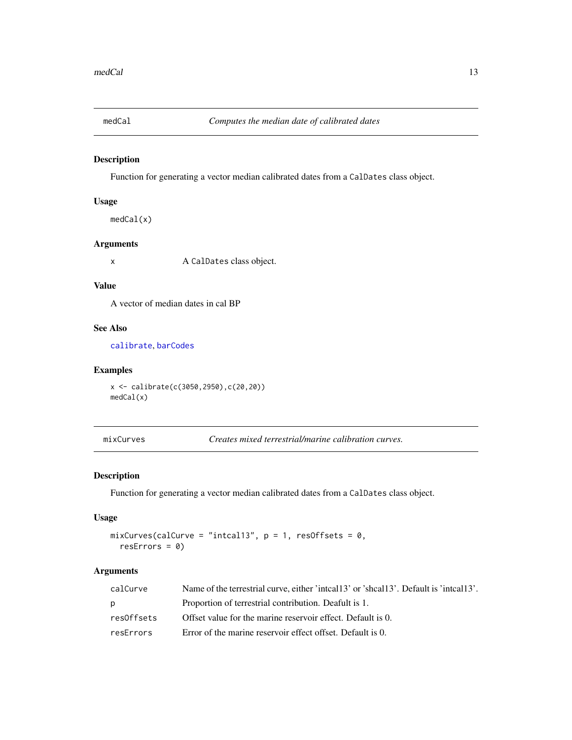## medCal — *Computes the median date of calibrated dates*

### Description

Function for generating a vector median calibrated dates from a `CalDates` class object.

### Usage

```
medCal(x)
```

### Arguments

| | |
|---|---|
| `x` | A `CalDates` class object. |

### Value

A vector of median dates in cal BP

### See Also

`calibrate`, `barCodes`

### Examples

```
x <- calibrate(c(3050,2950),c(20,20))
medCal(x)
```

## mixCurves — *Creates mixed terrestrial/marine calibration curves.*

### Description

Function for generating a vector median calibrated dates from a `CalDates` class object.

### Usage

```
mixCurves(calCurve = "intcal13", p = 1, resOffsets = 0,
  resErrors = 0)
```

### Arguments

| | |
|---|---|
| `calCurve` | Name of the terrestrial curve, either 'intcal13' or 'shcal13'. Default is 'intcal13'. |
| `p` | Proportion of terrestrial contribution. Deafult is 1. |
| `resOffsets` | Offset value for the marine reservoir effect. Default is 0. |
| `resErrors` | Error of the marine reservoir effect offset. Default is 0. |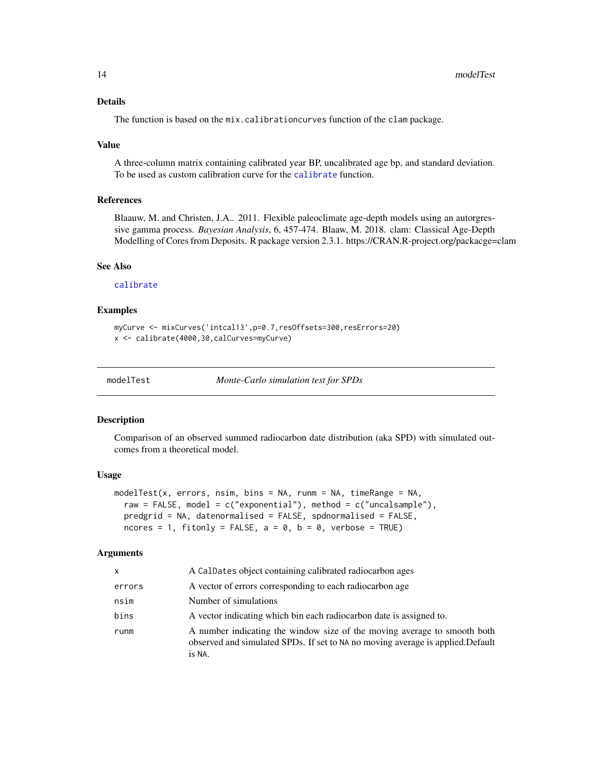### Details

The function is based on the `mix.calibrationcurves` function of the `clam` package.

### Value

A three-column matrix containing calibrated year BP, uncalibrated age bp, and standard deviation. To be used as custom calibration curve for the `calibrate` function.

### References

Blaauw, M. and Christen, J.A.. 2011. Flexible paleoclimate age-depth models using an autorgressive gamma process. *Bayesian Analysis*, 6, 457-474. Blaauw, M. 2018. clam: Classical Age-Depth Modelling of Cores from Deposits. R package version 2.3.1. https://CRAN.R-project.org/packacge=clam

### See Also

`calibrate`

### Examples

```
myCurve <- mixCurves('intcal13',p=0.7,resOffsets=300,resErrors=20)
x <- calibrate(4000,30,calCurves=myCurve)
```

---

## modelTest — *Monte-Carlo simulation test for SPDs*

---

### Description

Comparison of an observed summed radiocarbon date distribution (aka SPD) with simulated outcomes from a theoretical model.

### Usage

```
modelTest(x, errors, nsim, bins = NA, runm = NA, timeRange = NA,
  raw = FALSE, model = c("exponential"), method = c("uncalsample"),
  predgrid = NA, datenormalised = FALSE, spdnormalised = FALSE,
  ncores = 1, fitonly = FALSE, a = 0, b = 0, verbose = TRUE)
```

### Arguments

| | |
|---|---|
| `x` | A `CalDates` object containing calibrated radiocarbon ages |
| `errors` | A vector of errors corresponding to each radiocarbon age |
| `nsim` | Number of simulations |
| `bins` | A vector indicating which bin each radiocarbon date is assigned to. |
| `runm` | A number indicating the window size of the moving average to smooth both observed and simulated SPDs. If set to `NA` no moving average is applied.Default is `NA`. |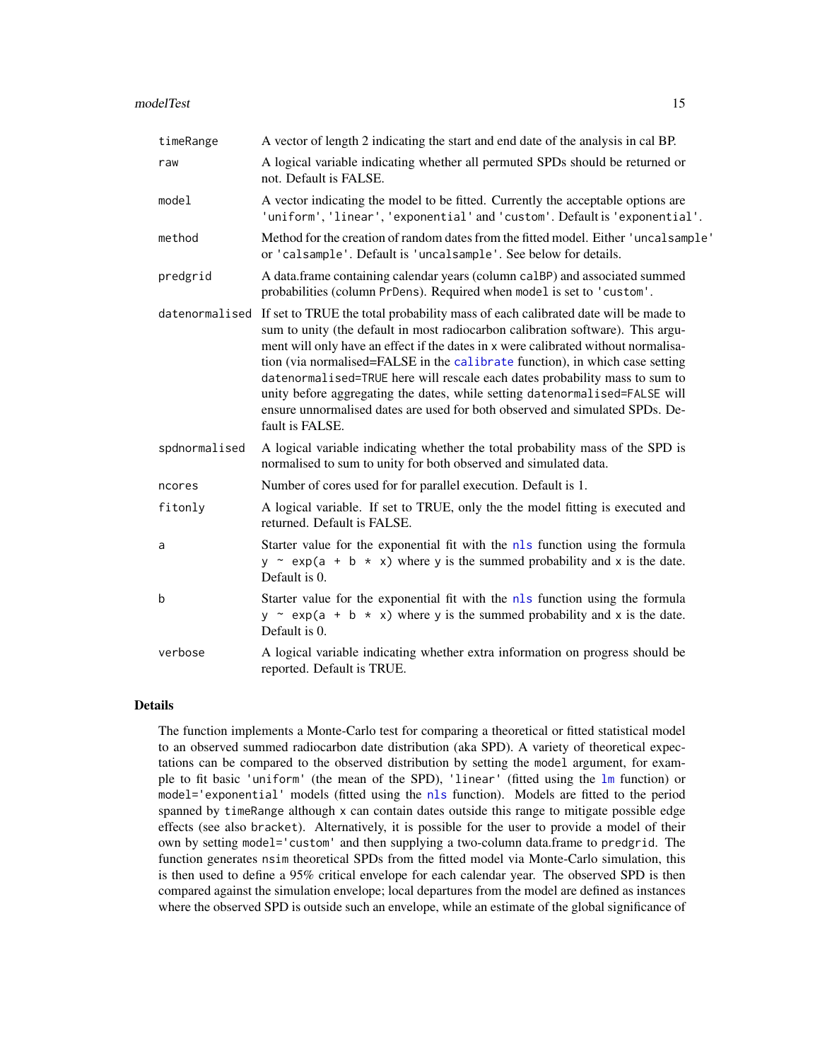| | |
|---|---|
| `timeRange` | A vector of length 2 indicating the start and end date of the analysis in cal BP. |
| `raw` | A logical variable indicating whether all permuted SPDs should be returned or not. Default is FALSE. |
| `model` | A vector indicating the model to be fitted. Currently the acceptable options are `'uniform'`, `'linear'`, `'exponential'` and `'custom'`. Default is `'exponential'`. |
| `method` | Method for the creation of random dates from the fitted model. Either `'uncalsample'` or `'calsample'`. Default is `'uncalsample'`. See below for details. |
| `predgrid` | A data.frame containing calendar years (column `calBP`) and associated summed probabilities (column `PrDens`). Required when `model` is set to `'custom'`. |
| `datenormalised` | If set to TRUE the total probability mass of each calibrated date will be made to sum to unity (the default in most radiocarbon calibration software). This argument will only have an effect if the dates in `x` were calibrated without normalisation (via normalised=FALSE in the `calibrate` function), in which case setting `datenormalised=TRUE` here will rescale each dates probability mass to sum to unity before aggregating the dates, while setting `datenormalised=FALSE` will ensure unnormalised dates are used for both observed and simulated SPDs. Default is FALSE. |
| `spdnormalised` | A logical variable indicating whether the total probability mass of the SPD is normalised to sum to unity for both observed and simulated data. |
| `ncores` | Number of cores used for for parallel execution. Default is 1. |
| `fitonly` | A logical variable. If set to TRUE, only the the model fitting is executed and returned. Default is FALSE. |
| `a` | Starter value for the exponential fit with the `nls` function using the formula `y ~ exp(a + b * x)` where `y` is the summed probability and `x` is the date. Default is 0. |
| `b` | Starter value for the exponential fit with the `nls` function using the formula `y ~ exp(a + b * x)` where `y` is the summed probability and `x` is the date. Default is 0. |
| `verbose` | A logical variable indicating whether extra information on progress should be reported. Default is TRUE. |

## Details

The function implements a Monte-Carlo test for comparing a theoretical or fitted statistical model to an observed summed radiocarbon date distribution (aka SPD). A variety of theoretical expectations can be compared to the observed distribution by setting the `model` argument, for example to fit basic `'uniform'` (the mean of the SPD), `'linear'` (fitted using the `lm` function) or `model='exponential'` models (fitted using the `nls` function). Models are fitted to the period spanned by `timeRange` although `x` can contain dates outside this range to mitigate possible edge effects (see also `bracket`). Alternatively, it is possible for the user to provide a model of their own by setting `model='custom'` and then supplying a two-column data.frame to `predgrid`. The function generates `nsim` theoretical SPDs from the fitted model via Monte-Carlo simulation, this is then used to define a 95% critical envelope for each calendar year. The observed SPD is then compared against the simulation envelope; local departures from the model are defined as instances where the observed SPD is outside such an envelope, while an estimate of the global significance of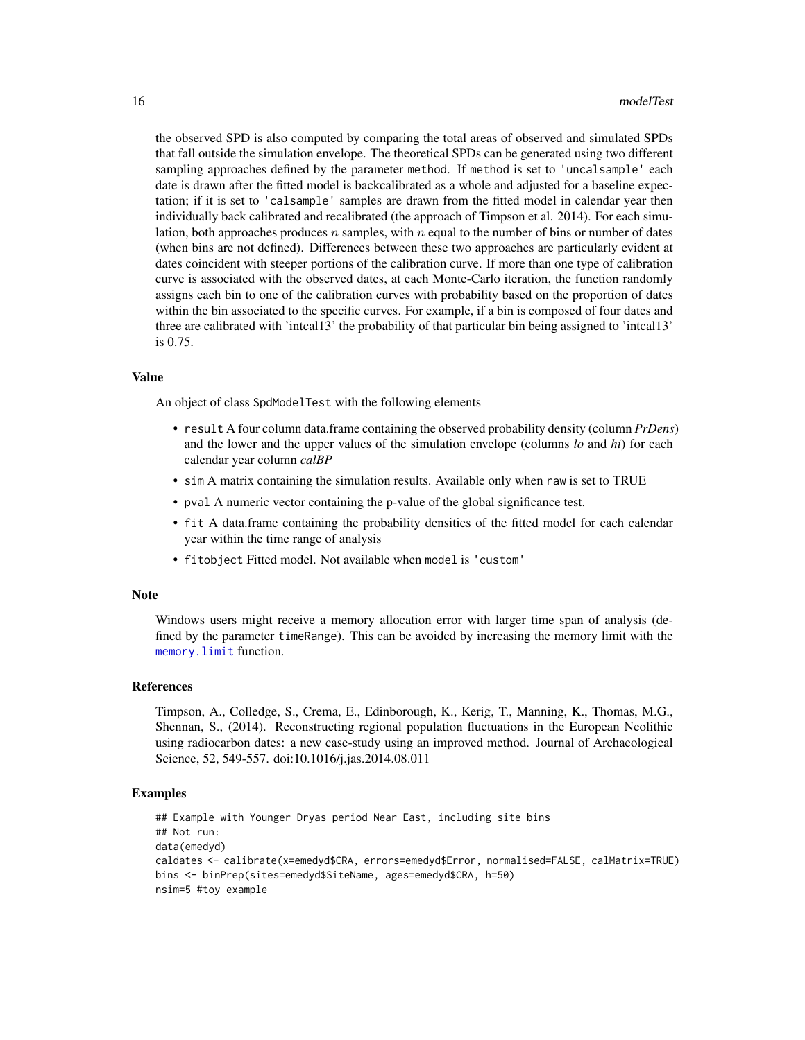the observed SPD is also computed by comparing the total areas of observed and simulated SPDs that fall outside the simulation envelope. The theoretical SPDs can be generated using two different sampling approaches defined by the parameter `method`. If `method` is set to `'uncalsample'` each date is drawn after the fitted model is backcalibrated as a whole and adjusted for a baseline expectation; if it is set to `'calsample'` samples are drawn from the fitted model in calendar year then individually back calibrated and recalibrated (the approach of Timpson et al. 2014). For each simulation, both approaches produces $n$ samples, with $n$ equal to the number of bins or number of dates (when bins are not defined). Differences between these two approaches are particularly evident at dates coincident with steeper portions of the calibration curve. If more than one type of calibration curve is associated with the observed dates, at each Monte-Carlo iteration, the function randomly assigns each bin to one of the calibration curves with probability based on the proportion of dates within the bin associated to the specific curves. For example, if a bin is composed of four dates and three are calibrated with 'intcal13' the probability of that particular bin being assigned to 'intcal13' is 0.75.

## Value

An object of class `SpdModelTest` with the following elements

- `result` A four column data.frame containing the observed probability density (column *PrDens*) and the lower and the upper values of the simulation envelope (columns *lo* and *hi*) for each calendar year column *calBP*
- `sim` A matrix containing the simulation results. Available only when `raw` is set to TRUE
- `pval` A numeric vector containing the p-value of the global significance test.
- `fit` A data.frame containing the probability densities of the fitted model for each calendar year within the time range of analysis
- `fitobject` Fitted model. Not available when `model` is `'custom'`

## Note

Windows users might receive a memory allocation error with larger time span of analysis (defined by the parameter `timeRange`). This can be avoided by increasing the memory limit with the `memory.limit` function.

## References

Timpson, A., Colledge, S., Crema, E., Edinborough, K., Kerig, T., Manning, K., Thomas, M.G., Shennan, S., (2014). Reconstructing regional population fluctuations in the European Neolithic using radiocarbon dates: a new case-study using an improved method. Journal of Archaeological Science, 52, 549-557. doi:10.1016/j.jas.2014.08.011

## Examples

```
## Example with Younger Dryas period Near East, including site bins
## Not run:
data(emedyd)
caldates <- calibrate(x=emedyd$CRA, errors=emedyd$Error, normalised=FALSE, calMatrix=TRUE)
bins <- binPrep(sites=emedyd$SiteName, ages=emedyd$CRA, h=50)
nsim=5 #toy example
```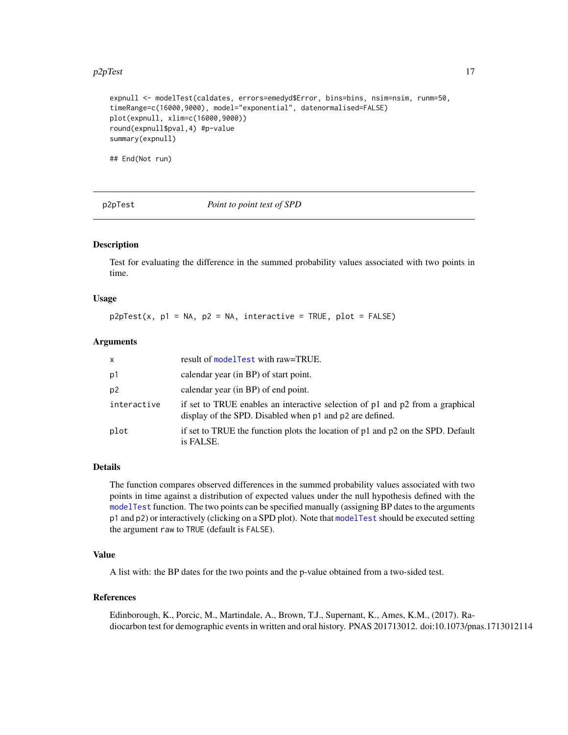```
expnull <- modelTest(caldates, errors=emedyd$Error, bins=bins, nsim=nsim, runm=50,
timeRange=c(16000,9000), model="exponential", datenormalised=FALSE)
plot(expnull, xlim=c(16000,9000))
round(expnull$pval,4) #p-value
summary(expnull)

## End(Not run)
```

---

## p2pTest — *Point to point test of SPD*

### Description

Test for evaluating the difference in the summed probability values associated with two points in time.

### Usage

```
p2pTest(x, p1 = NA, p2 = NA, interactive = TRUE, plot = FALSE)
```

### Arguments

| | |
|---|---|
| x | result of `modelTest` with raw=TRUE. |
| p1 | calendar year (in BP) of start point. |
| p2 | calendar year (in BP) of end point. |
| interactive | if set to TRUE enables an interactive selection of p1 and p2 from a graphical display of the SPD. Disabled when p1 and p2 are defined. |
| plot | if set to TRUE the function plots the location of p1 and p2 on the SPD. Default is FALSE. |

### Details

The function compares observed differences in the summed probability values associated with two points in time against a distribution of expected values under the null hypothesis defined with the `modelTest` function. The two points can be specified manually (assigning BP dates to the arguments `p1` and `p2`) or interactively (clicking on a SPD plot). Note that `modelTest` should be executed setting the argument `raw` to `TRUE` (default is `FALSE`).

### Value

A list with: the BP dates for the two points and the p-value obtained from a two-sided test.

### References

Edinborough, K., Porcic, M., Martindale, A., Brown, T.J., Supernant, K., Ames, K.M., (2017). Radiocarbon test for demographic events in written and oral history. PNAS 201713012. doi:10.1073/pnas.1713012114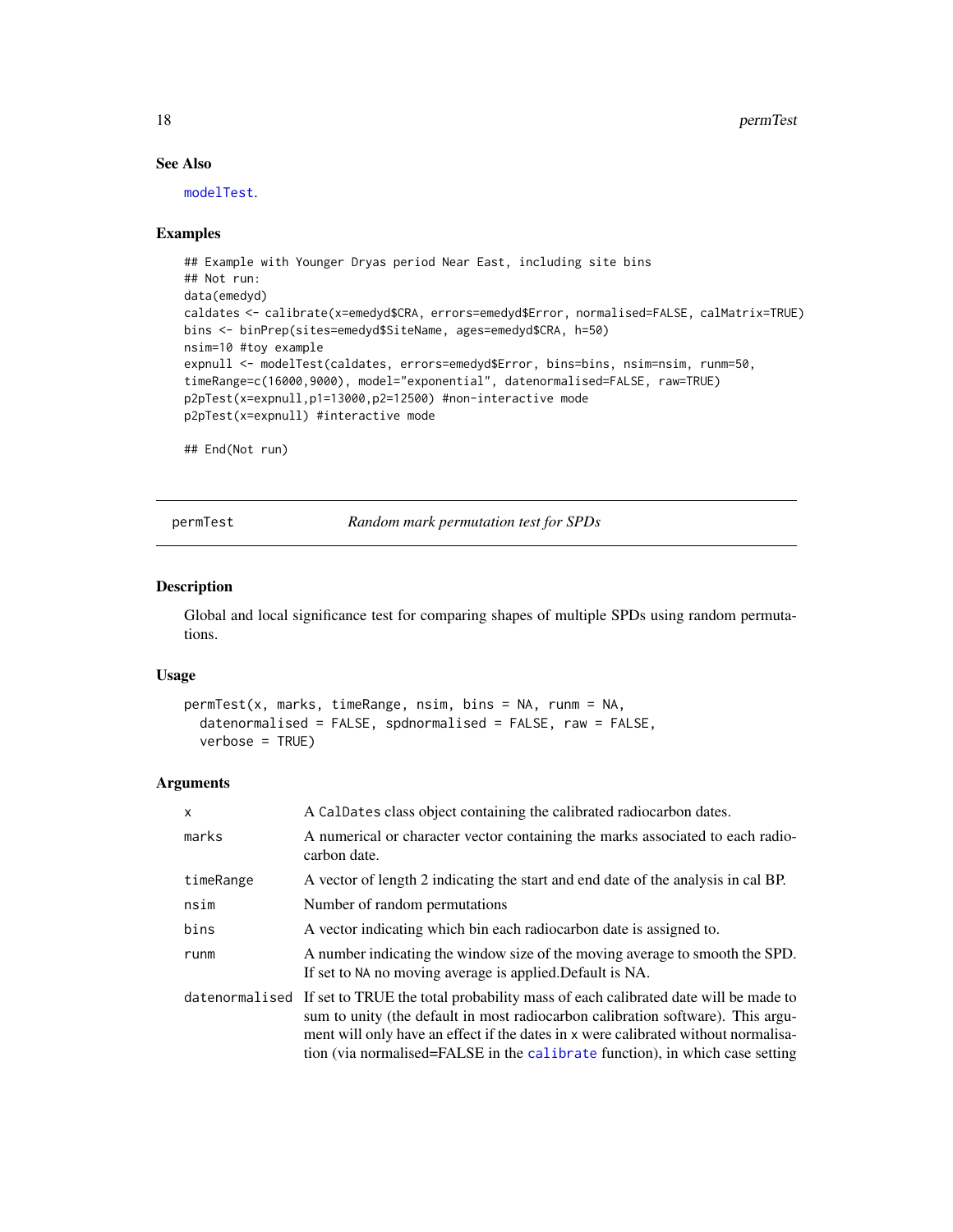### See Also

modelTest.

### Examples

```
## Example with Younger Dryas period Near East, including site bins
## Not run:
data(emedyd)
caldates <- calibrate(x=emedyd$CRA, errors=emedyd$Error, normalised=FALSE, calMatrix=TRUE)
bins <- binPrep(sites=emedyd$SiteName, ages=emedyd$CRA, h=50)
nsim=10 #toy example
expnull <- modelTest(caldates, errors=emedyd$Error, bins=bins, nsim=nsim, runm=50,
timeRange=c(16000,9000), model="exponential", datenormalised=FALSE, raw=TRUE)
p2pTest(x=expnull,p1=13000,p2=12500) #non-interactive mode
p2pTest(x=expnull) #interactive mode

## End(Not run)
```

---

## permTest *Random mark permutation test for SPDs*

### Description

Global and local significance test for comparing shapes of multiple SPDs using random permutations.

### Usage

```
permTest(x, marks, timeRange, nsim, bins = NA, runm = NA,
  datenormalised = FALSE, spdnormalised = FALSE, raw = FALSE,
  verbose = TRUE)
```

### Arguments

| | |
|---|---|
| x | A CalDates class object containing the calibrated radiocarbon dates. |
| marks | A numerical or character vector containing the marks associated to each radiocarbon date. |
| timeRange | A vector of length 2 indicating the start and end date of the analysis in cal BP. |
| nsim | Number of random permutations |
| bins | A vector indicating which bin each radiocarbon date is assigned to. |
| runm | A number indicating the window size of the moving average to smooth the SPD. If set to NA no moving average is applied.Default is NA. |
| datenormalised | If set to TRUE the total probability mass of each calibrated date will be made to sum to unity (the default in most radiocarbon calibration software). This argument will only have an effect if the dates in x were calibrated without normalisation (via normalised=FALSE in the calibrate function), in which case setting |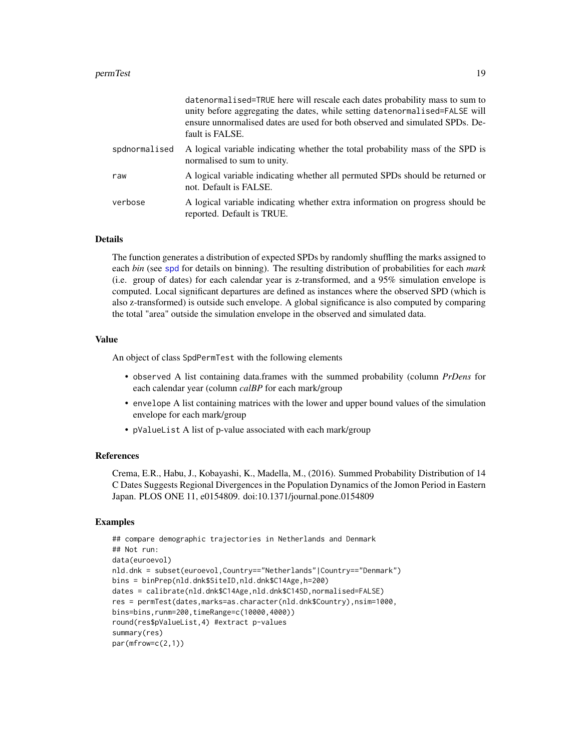| | |
|---|---|
| | datenormalised=TRUE here will rescale each dates probability mass to sum to unity before aggregating the dates, while setting datenormalised=FALSE will ensure unnormalised dates are used for both observed and simulated SPDs. Default is FALSE. |
| spdnormalised | A logical variable indicating whether the total probability mass of the SPD is normalised to sum to unity. |
| raw | A logical variable indicating whether all permuted SPDs should be returned or not. Default is FALSE. |
| verbose | A logical variable indicating whether extra information on progress should be reported. Default is TRUE. |

### Details

The function generates a distribution of expected SPDs by randomly shuffling the marks assigned to each *bin* (see spd for details on binning). The resulting distribution of probabilities for each *mark* (i.e. group of dates) for each calendar year is z-transformed, and a 95% simulation envelope is computed. Local significant departures are defined as instances where the observed SPD (which is also z-transformed) is outside such envelope. A global significance is also computed by comparing the total "area" outside the simulation envelope in the observed and simulated data.

### Value

An object of class SpdPermTest with the following elements

- observed A list containing data.frames with the summed probability (column *PrDens* for each calendar year (column *calBP* for each mark/group
- envelope A list containing matrices with the lower and upper bound values of the simulation envelope for each mark/group
- pValueList A list of p-value associated with each mark/group

### References

Crema, E.R., Habu, J., Kobayashi, K., Madella, M., (2016). Summed Probability Distribution of 14 C Dates Suggests Regional Divergences in the Population Dynamics of the Jomon Period in Eastern Japan. PLOS ONE 11, e0154809. doi:10.1371/journal.pone.0154809

### Examples

```
## compare demographic trajectories in Netherlands and Denmark
## Not run:
data(euroevol)
nld.dnk = subset(euroevol,Country=="Netherlands"|Country=="Denmark")
bins = binPrep(nld.dnk$SiteID,nld.dnk$C14Age,h=200)
dates = calibrate(nld.dnk$C14Age,nld.dnk$C14SD,normalised=FALSE)
res = permTest(dates,marks=as.character(nld.dnk$Country),nsim=1000,
bins=bins,runm=200,timeRange=c(10000,4000))
round(res$pValueList,4) #extract p-values
summary(res)
par(mfrow=c(2,1))
```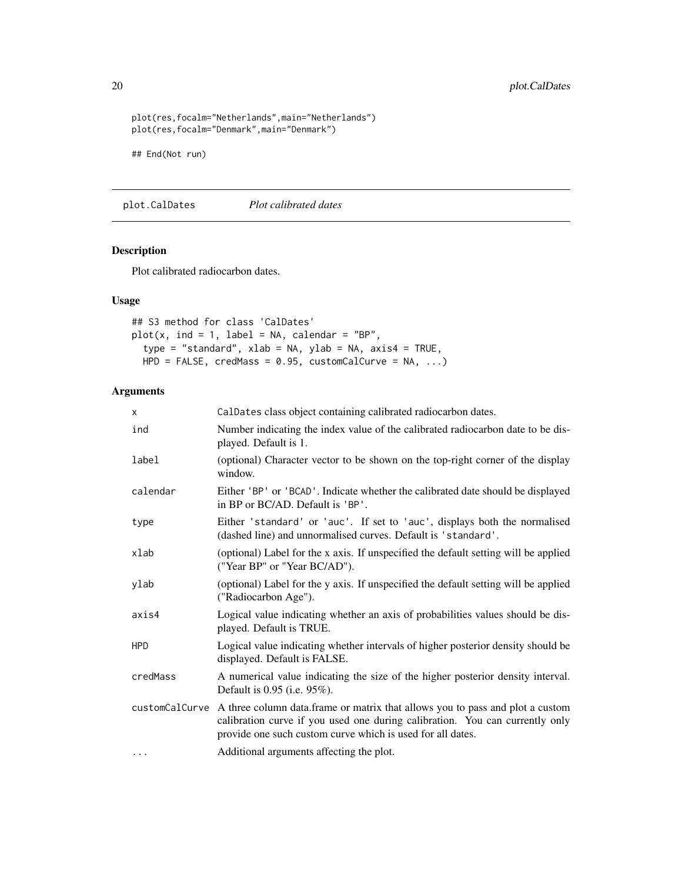```
plot(res,focalm="Netherlands",main="Netherlands")
plot(res,focalm="Denmark",main="Denmark")

## End(Not run)
```

## plot.CalDates *Plot calibrated dates*

### Description

Plot calibrated radiocarbon dates.

### Usage

```
## S3 method for class 'CalDates'
plot(x, ind = 1, label = NA, calendar = "BP",
  type = "standard", xlab = NA, ylab = NA, axis4 = TRUE,
  HPD = FALSE, credMass = 0.95, customCalCurve = NA, ...)
```

### Arguments

| | |
|---|---|
| x | CalDates class object containing calibrated radiocarbon dates. |
| ind | Number indicating the index value of the calibrated radiocarbon date to be displayed. Default is 1. |
| label | (optional) Character vector to be shown on the top-right corner of the display window. |
| calendar | Either 'BP' or 'BCAD'. Indicate whether the calibrated date should be displayed in BP or BC/AD. Default is 'BP'. |
| type | Either 'standard' or 'auc'. If set to 'auc', displays both the normalised (dashed line) and unnormalised curves. Default is 'standard'. |
| xlab | (optional) Label for the x axis. If unspecified the default setting will be applied ("Year BP" or "Year BC/AD"). |
| ylab | (optional) Label for the y axis. If unspecified the default setting will be applied ("Radiocarbon Age"). |
| axis4 | Logical value indicating whether an axis of probabilities values should be displayed. Default is TRUE. |
| HPD | Logical value indicating whether intervals of higher posterior density should be displayed. Default is FALSE. |
| credMass | A numerical value indicating the size of the higher posterior density interval. Default is 0.95 (i.e. 95%). |
| customCalCurve | A three column data.frame or matrix that allows you to pass and plot a custom calibration curve if you used one during calibration. You can currently only provide one such custom curve which is used for all dates. |
| ... | Additional arguments affecting the plot. |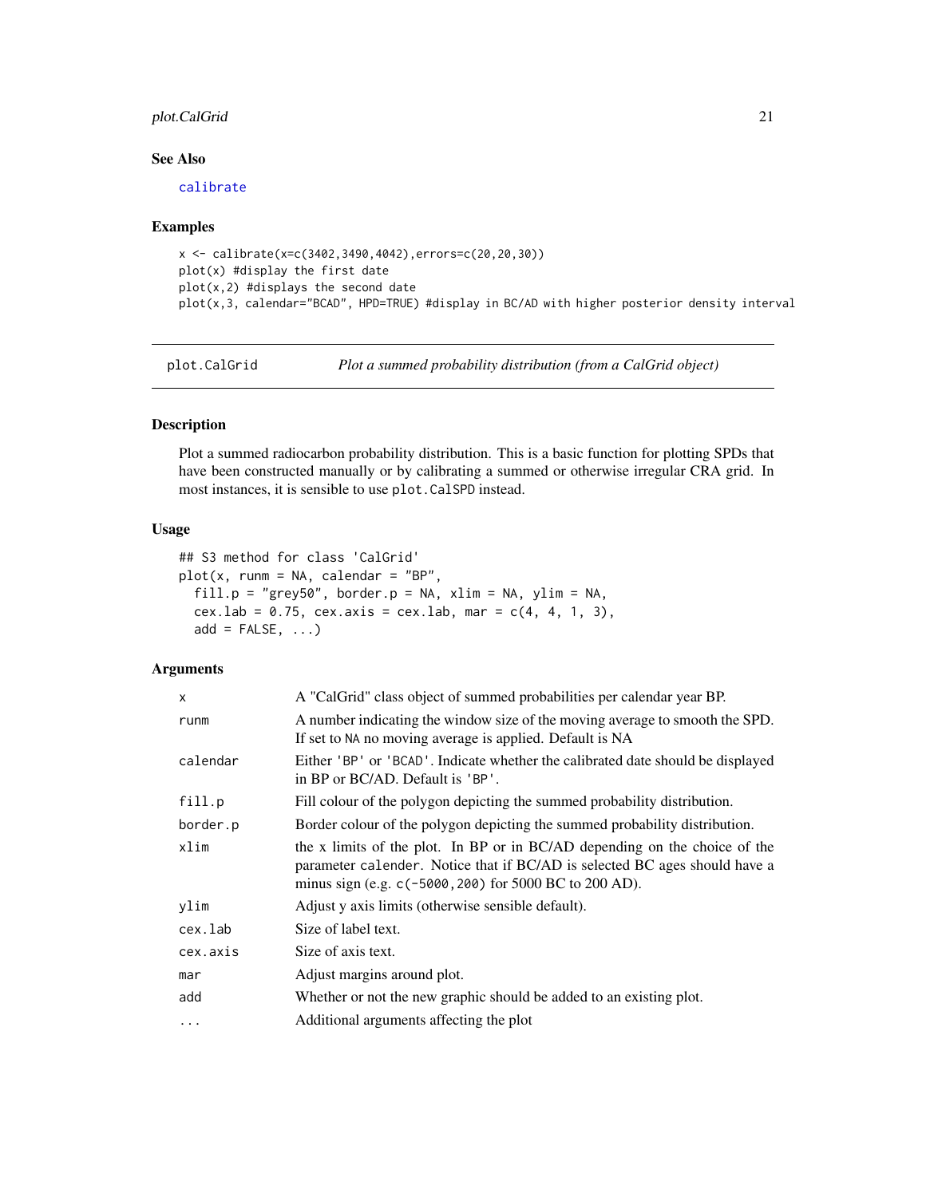### See Also

calibrate

### Examples

```
x <- calibrate(x=c(3402,3490,4042),errors=c(20,20,30))
plot(x) #display the first date
plot(x,2) #displays the second date
plot(x,3, calendar="BCAD", HPD=TRUE) #display in BC/AD with higher posterior density interval
```

---

## plot.CalGrid — *Plot a summed probability distribution (from a CalGrid object)*

### Description

Plot a summed radiocarbon probability distribution. This is a basic function for plotting SPDs that have been constructed manually or by calibrating a summed or otherwise irregular CRA grid. In most instances, it is sensible to use `plot.CalSPD` instead.

### Usage

```
## S3 method for class 'CalGrid'
plot(x, runm = NA, calendar = "BP",
  fill.p = "grey50", border.p = NA, xlim = NA, ylim = NA,
  cex.lab = 0.75, cex.axis = cex.lab, mar = c(4, 4, 1, 3),
  add = FALSE, ...)
```

### Arguments

| | |
|---|---|
| `x` | A "CalGrid" class object of summed probabilities per calendar year BP. |
| `runm` | A number indicating the window size of the moving average to smooth the SPD. If set to `NA` no moving average is applied. Default is NA |
| `calendar` | Either `'BP'` or `'BCAD'`. Indicate whether the calibrated date should be displayed in BP or BC/AD. Default is `'BP'`. |
| `fill.p` | Fill colour of the polygon depicting the summed probability distribution. |
| `border.p` | Border colour of the polygon depicting the summed probability distribution. |
| `xlim` | the x limits of the plot. In BP or in BC/AD depending on the choice of the parameter `calender`. Notice that if BC/AD is selected BC ages should have a minus sign (e.g. `c(-5000,200)` for 5000 BC to 200 AD). |
| `ylim` | Adjust y axis limits (otherwise sensible default). |
| `cex.lab` | Size of label text. |
| `cex.axis` | Size of axis text. |
| `mar` | Adjust margins around plot. |
| `add` | Whether or not the new graphic should be added to an existing plot. |
| `...` | Additional arguments affecting the plot |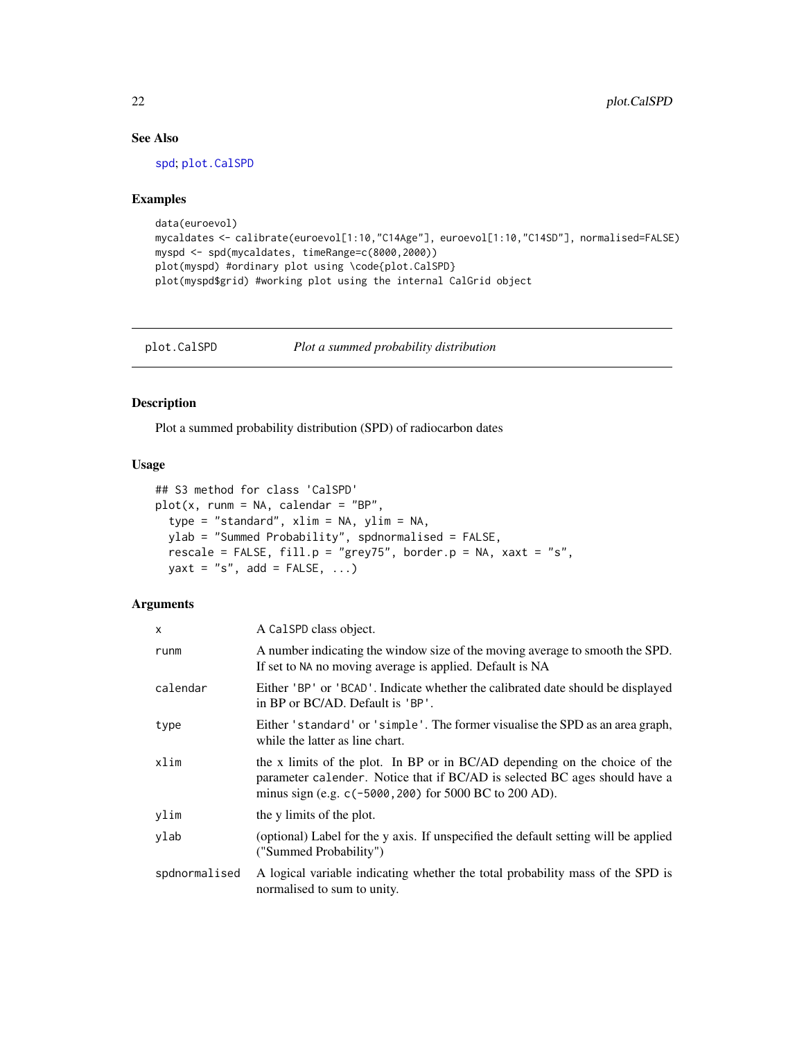## See Also

spd; plot.CalSPD

## Examples

```
data(euroevol)
mycaldates <- calibrate(euroevol[1:10,"C14Age"], euroevol[1:10,"C14SD"], normalised=FALSE)
myspd <- spd(mycaldates, timeRange=c(8000,2000))
plot(myspd) #ordinary plot using \code{plot.CalSPD}
plot(myspd$grid) #working plot using the internal CalGrid object
```

---

plot.CalSPD *Plot a summed probability distribution*

---

## Description

Plot a summed probability distribution (SPD) of radiocarbon dates

## Usage

```
## S3 method for class 'CalSPD'
plot(x, runm = NA, calendar = "BP",
  type = "standard", xlim = NA, ylim = NA,
  ylab = "Summed Probability", spdnormalised = FALSE,
  rescale = FALSE, fill.p = "grey75", border.p = NA, xaxt = "s",
  yaxt = "s", add = FALSE, ...)
```

## Arguments

| | |
|---|---|
| `x` | A `CalSPD` class object. |
| `runm` | A number indicating the window size of the moving average to smooth the SPD. If set to `NA` no moving average is applied. Default is NA |
| `calendar` | Either `'BP'` or `'BCAD'`. Indicate whether the calibrated date should be displayed in BP or BC/AD. Default is `'BP'`. |
| `type` | Either `'standard'` or `'simple'`. The former visualise the SPD as an area graph, while the latter as line chart. |
| `xlim` | the x limits of the plot. In BP or in BC/AD depending on the choice of the parameter `calender`. Notice that if BC/AD is selected BC ages should have a minus sign (e.g. `c(-5000,200)` for 5000 BC to 200 AD). |
| `ylim` | the y limits of the plot. |
| `ylab` | (optional) Label for the y axis. If unspecified the default setting will be applied ("Summed Probability") |
| `spdnormalised` | A logical variable indicating whether the total probability mass of the SPD is normalised to sum to unity. |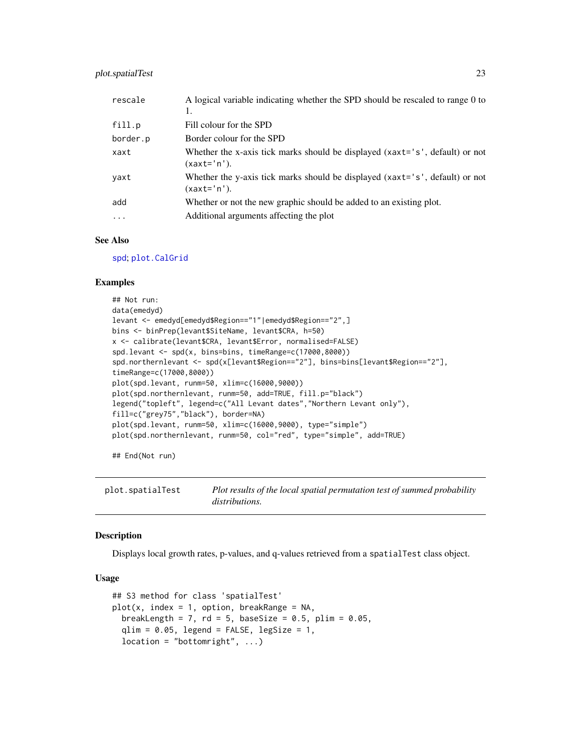| | |
|---|---|
| rescale | A logical variable indicating whether the SPD should be rescaled to range 0 to 1. |
| fill.p | Fill colour for the SPD |
| border.p | Border colour for the SPD |
| xaxt | Whether the x-axis tick marks should be displayed (xaxt='s', default) or not (xaxt='n'). |
| yaxt | Whether the y-axis tick marks should be displayed (xaxt='s', default) or not (xaxt='n'). |
| add | Whether or not the new graphic should be added to an existing plot. |
| ... | Additional arguments affecting the plot |

### See Also

spd; plot.CalGrid

### Examples

```
## Not run:
data(emedyd)
levant <- emedyd[emedyd$Region=="1"|emedyd$Region=="2",]
bins <- binPrep(levant$SiteName, levant$CRA, h=50)
x <- calibrate(levant$CRA, levant$Error, normalised=FALSE)
spd.levant <- spd(x, bins=bins, timeRange=c(17000,8000))
spd.northernlevant <- spd(x[levant$Region=="2"], bins=bins[levant$Region=="2"],
timeRange=c(17000,8000))
plot(spd.levant, runm=50, xlim=c(16000,9000))
plot(spd.northernlevant, runm=50, add=TRUE, fill.p="black")
legend("topleft", legend=c("All Levant dates","Northern Levant only"),
fill=c("grey75","black"), border=NA)
plot(spd.levant, runm=50, xlim=c(16000,9000), type="simple")
plot(spd.northernlevant, runm=50, col="red", type="simple", add=TRUE)

## End(Not run)
```

## plot.spatialTest — *Plot results of the local spatial permutation test of summed probability distributions.*

### Description

Displays local growth rates, p-values, and q-values retrieved from a spatialTest class object.

### Usage

```
## S3 method for class 'spatialTest'
plot(x, index = 1, option, breakRange = NA,
  breakLength = 7, rd = 5, baseSize = 0.5, plim = 0.05,
  qlim = 0.05, legend = FALSE, legSize = 1,
  location = "bottomright", ...)
```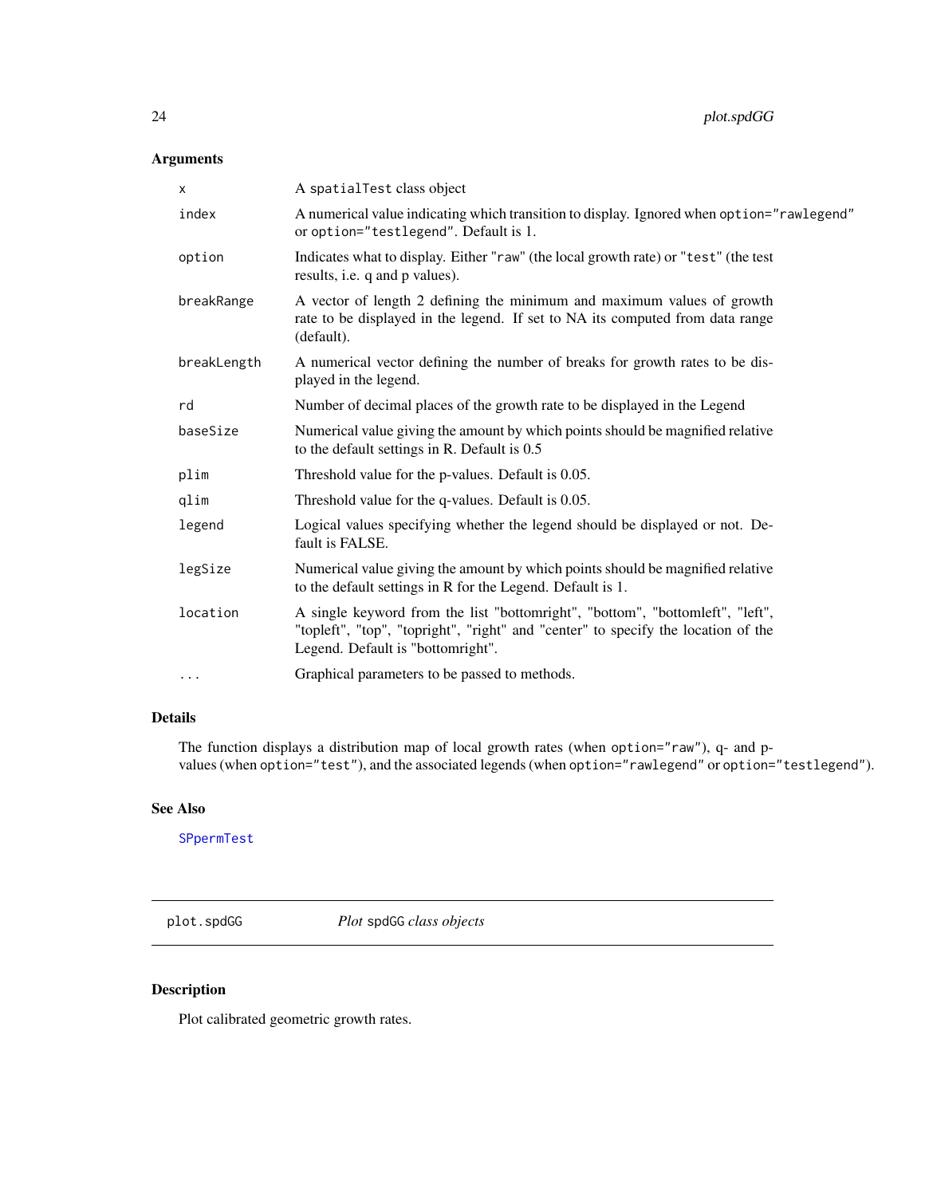## Arguments

| | |
|---|---|
| `x` | A `spatialTest` class object |
| `index` | A numerical value indicating which transition to display. Ignored when `option="rawlegend"` or `option="testlegend"`. Default is 1. |
| `option` | Indicates what to display. Either `"raw"` (the local growth rate) or `"test"` (the test results, i.e. q and p values). |
| `breakRange` | A vector of length 2 defining the minimum and maximum values of growth rate to be displayed in the legend. If set to NA its computed from data range (default). |
| `breakLength` | A numerical vector defining the number of breaks for growth rates to be displayed in the legend. |
| `rd` | Number of decimal places of the growth rate to be displayed in the Legend |
| `baseSize` | Numerical value giving the amount by which points should be magnified relative to the default settings in R. Default is 0.5 |
| `plim` | Threshold value for the p-values. Default is 0.05. |
| `qlim` | Threshold value for the q-values. Default is 0.05. |
| `legend` | Logical values specifying whether the legend should be displayed or not. Default is FALSE. |
| `legSize` | Numerical value giving the amount by which points should be magnified relative to the default settings in R for the Legend. Default is 1. |
| `location` | A single keyword from the list "bottomright", "bottom", "bottomleft", "left", "topleft", "top", "topright", "right" and "center" to specify the location of the Legend. Default is "bottomright". |
| `...` | Graphical parameters to be passed to methods. |

## Details

The function displays a distribution map of local growth rates (when `option="raw"`), q- and p-values (when `option="test"`), and the associated legends (when `option="rawlegend"` or `option="testlegend"`).

## See Also

`SPpermTest`

---

`plot.spdGG` *Plot* `spdGG` *class objects*

## Description

Plot calibrated geometric growth rates.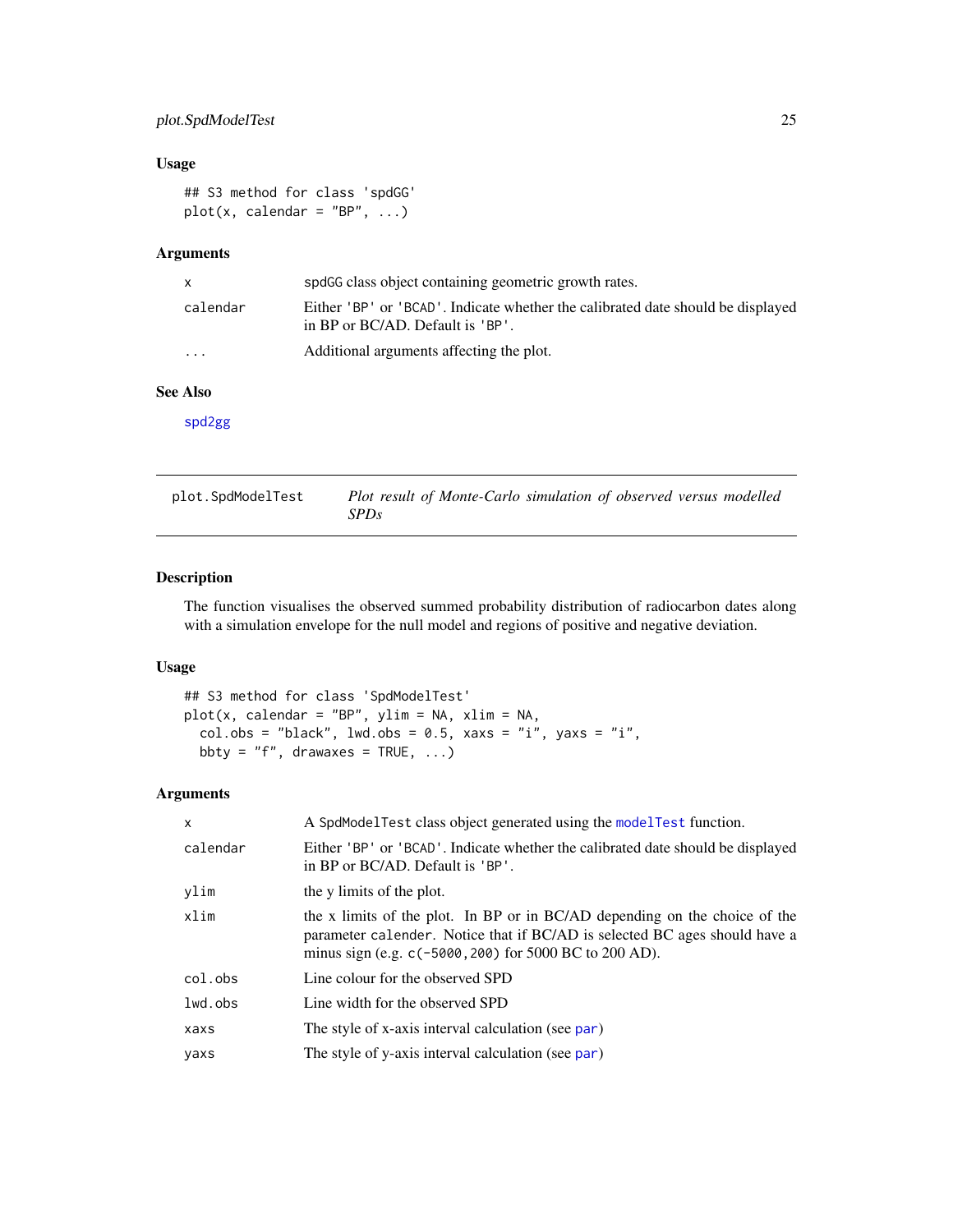### Usage

```
## S3 method for class 'spdGG'
plot(x, calendar = "BP", ...)
```

### Arguments

| | |
|---|---|
| x | spdGG class object containing geometric growth rates. |
| calendar | Either 'BP' or 'BCAD'. Indicate whether the calibrated date should be displayed in BP or BC/AD. Default is 'BP'. |
| ... | Additional arguments affecting the plot. |

### See Also

spd2gg

---

## plot.SpdModelTest — *Plot result of Monte-Carlo simulation of observed versus modelled SPDs*

### Description

The function visualises the observed summed probability distribution of radiocarbon dates along with a simulation envelope for the null model and regions of positive and negative deviation.

### Usage

```
## S3 method for class 'SpdModelTest'
plot(x, calendar = "BP", ylim = NA, xlim = NA,
  col.obs = "black", lwd.obs = 0.5, xaxs = "i", yaxs = "i",
  bbty = "f", drawaxes = TRUE, ...)
```

### Arguments

| | |
|---|---|
| x | A SpdModelTest class object generated using the modelTest function. |
| calendar | Either 'BP' or 'BCAD'. Indicate whether the calibrated date should be displayed in BP or BC/AD. Default is 'BP'. |
| ylim | the y limits of the plot. |
| xlim | the x limits of the plot. In BP or in BC/AD depending on the choice of the parameter calender. Notice that if BC/AD is selected BC ages should have a minus sign (e.g. c(-5000,200) for 5000 BC to 200 AD). |
| col.obs | Line colour for the observed SPD |
| lwd.obs | Line width for the observed SPD |
| xaxs | The style of x-axis interval calculation (see par) |
| yaxs | The style of y-axis interval calculation (see par) |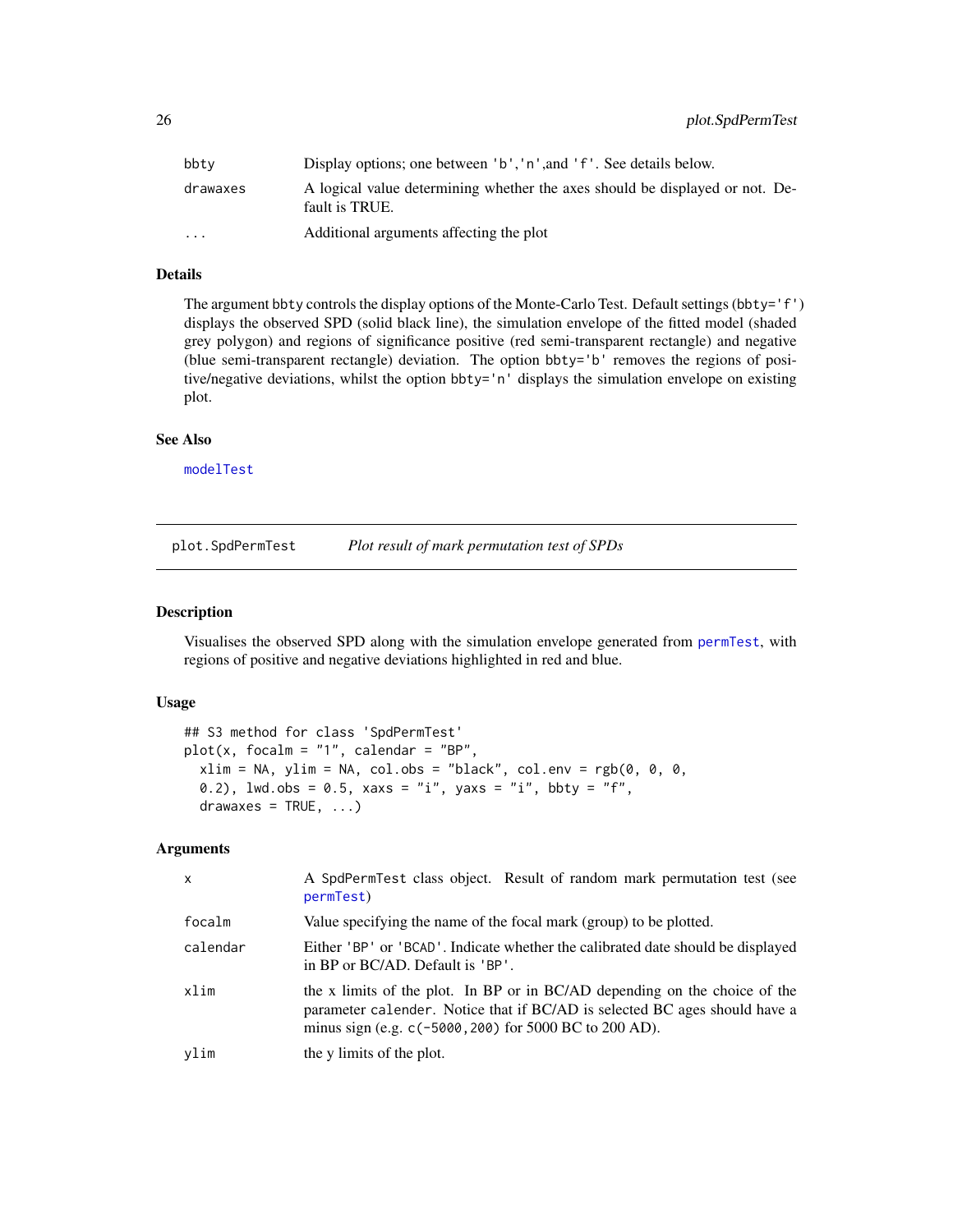| | |
|---|---|
| bbty | Display options; one between 'b','n',and 'f'. See details below. |
| drawaxes | A logical value determining whether the axes should be displayed or not. Default is TRUE. |
| ... | Additional arguments affecting the plot |

### Details

The argument bbty controls the display options of the Monte-Carlo Test. Default settings (bbty='f') displays the observed SPD (solid black line), the simulation envelope of the fitted model (shaded grey polygon) and regions of significance positive (red semi-transparent rectangle) and negative (blue semi-transparent rectangle) deviation. The option bbty='b' removes the regions of positive/negative deviations, whilst the option bbty='n' displays the simulation envelope on existing plot.

### See Also

modelTest

---

## plot.SpdPermTest — *Plot result of mark permutation test of SPDs*

### Description

Visualises the observed SPD along with the simulation envelope generated from permTest, with regions of positive and negative deviations highlighted in red and blue.

### Usage

```
## S3 method for class 'SpdPermTest'
plot(x, focalm = "1", calendar = "BP",
  xlim = NA, ylim = NA, col.obs = "black", col.env = rgb(0, 0, 0,
  0.2), lwd.obs = 0.5, xaxs = "i", yaxs = "i", bbty = "f",
  drawaxes = TRUE, ...)
```

### Arguments

| | |
|---|---|
| x | A SpdPermTest class object. Result of random mark permutation test (see permTest) |
| focalm | Value specifying the name of the focal mark (group) to be plotted. |
| calendar | Either 'BP' or 'BCAD'. Indicate whether the calibrated date should be displayed in BP or BC/AD. Default is 'BP'. |
| xlim | the x limits of the plot. In BP or in BC/AD depending on the choice of the parameter calender. Notice that if BC/AD is selected BC ages should have a minus sign (e.g. c(-5000,200) for 5000 BC to 200 AD). |
| ylim | the y limits of the plot. |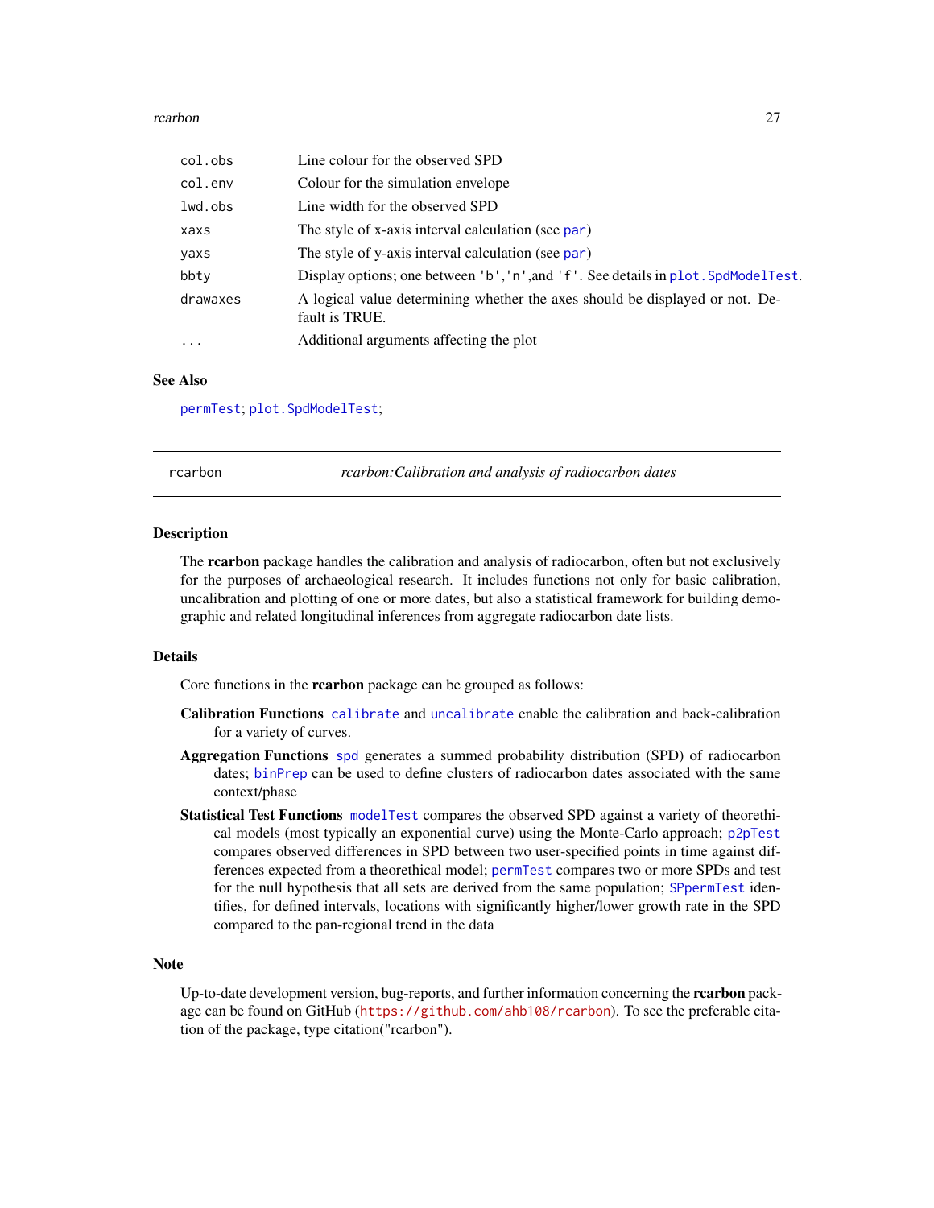| | |
|---|---|
| `col.obs` | Line colour for the observed SPD |
| `col.env` | Colour for the simulation envelope |
| `lwd.obs` | Line width for the observed SPD |
| `xaxs` | The style of x-axis interval calculation (see `par`) |
| `yaxs` | The style of y-axis interval calculation (see `par`) |
| `bbty` | Display options; one between `'b'`,`'n'`,and `'f'`. See details in `plot.SpdModelTest`. |
| `drawaxes` | A logical value determining whether the axes should be displayed or not. Default is TRUE. |
| `...` | Additional arguments affecting the plot |

### See Also

`permTest`; `plot.SpdModelTest`;

---

## rcarbon — *rcarbon:Calibration and analysis of radiocarbon dates*

---

### Description

The **rcarbon** package handles the calibration and analysis of radiocarbon, often but not exclusively for the purposes of archaeological research. It includes functions not only for basic calibration, uncalibration and plotting of one or more dates, but also a statistical framework for building demographic and related longitudinal inferences from aggregate radiocarbon date lists.

### Details

Core functions in the **rcarbon** package can be grouped as follows:

**Calibration Functions** `calibrate` and `uncalibrate` enable the calibration and back-calibration for a variety of curves.

**Aggregation Functions** `spd` generates a summed probability distribution (SPD) of radiocarbon dates; `binPrep` can be used to define clusters of radiocarbon dates associated with the same context/phase

**Statistical Test Functions** `modelTest` compares the observed SPD against a variety of theorethical models (most typically an exponential curve) using the Monte-Carlo approach; `p2pTest` compares observed differences in SPD between two user-specified points in time against differences expected from a theorethical model; `permTest` compares two or more SPDs and test for the null hypothesis that all sets are derived from the same population; `SPpermTest` identifies, for defined intervals, locations with significantly higher/lower growth rate in the SPD compared to the pan-regional trend in the data

### Note

Up-to-date development version, bug-reports, and further information concerning the **rcarbon** package can be found on GitHub (https://github.com/ahb108/rcarbon). To see the preferable citation of the package, type citation("rcarbon").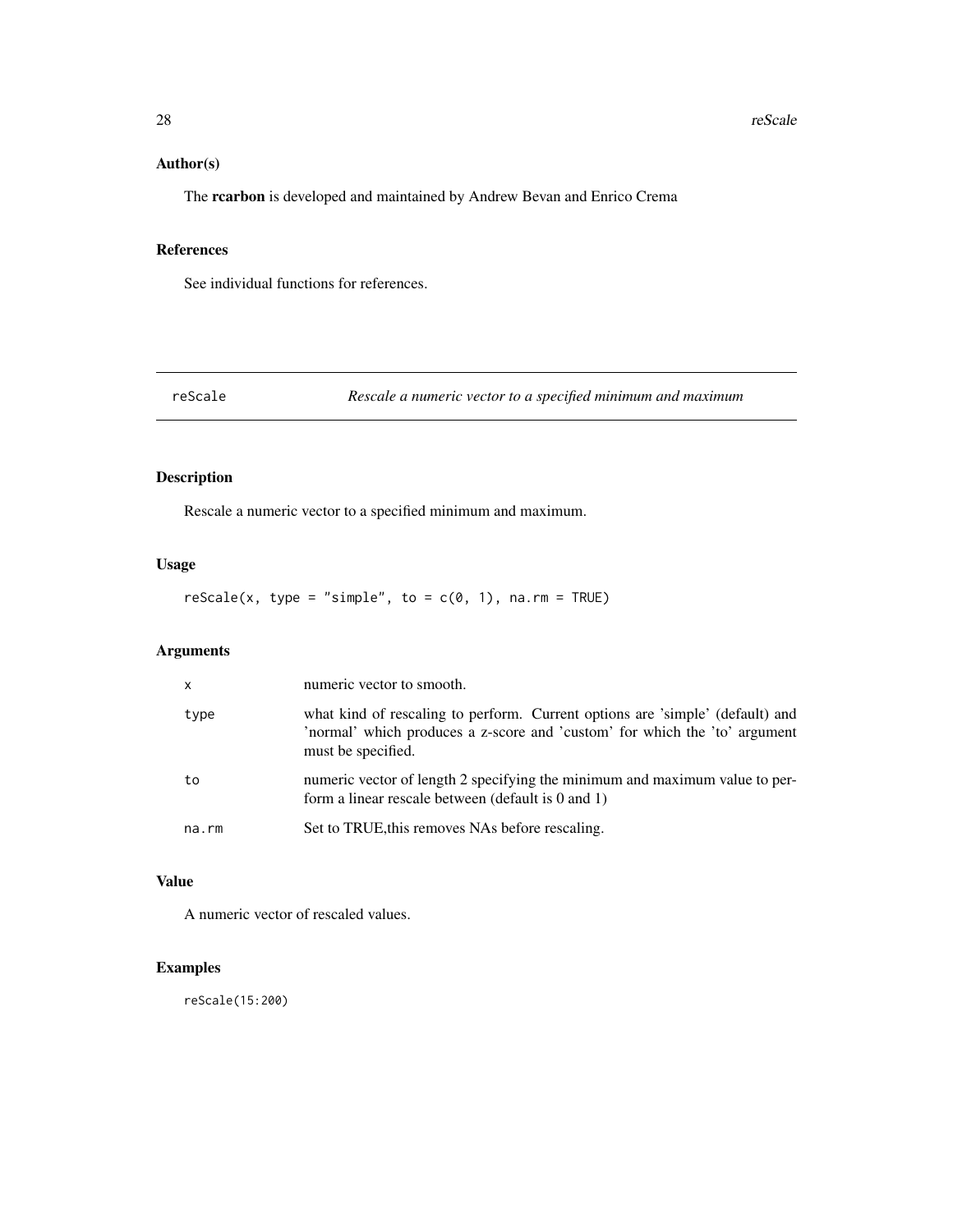## Author(s)

The **rcarbon** is developed and maintained by Andrew Bevan and Enrico Crema

## References

See individual functions for references.

---

# reScale — *Rescale a numeric vector to a specified minimum and maximum*

---

## Description

Rescale a numeric vector to a specified minimum and maximum.

## Usage

```
reScale(x, type = "simple", to = c(0, 1), na.rm = TRUE)
```

## Arguments

| | |
|---|---|
| `x` | numeric vector to smooth. |
| `type` | what kind of rescaling to perform. Current options are 'simple' (default) and 'normal' which produces a z-score and 'custom' for which the 'to' argument must be specified. |
| `to` | numeric vector of length 2 specifying the minimum and maximum value to perform a linear rescale between (default is 0 and 1) |
| `na.rm` | Set to TRUE,this removes NAs before rescaling. |

## Value

A numeric vector of rescaled values.

## Examples

```
reScale(15:200)
```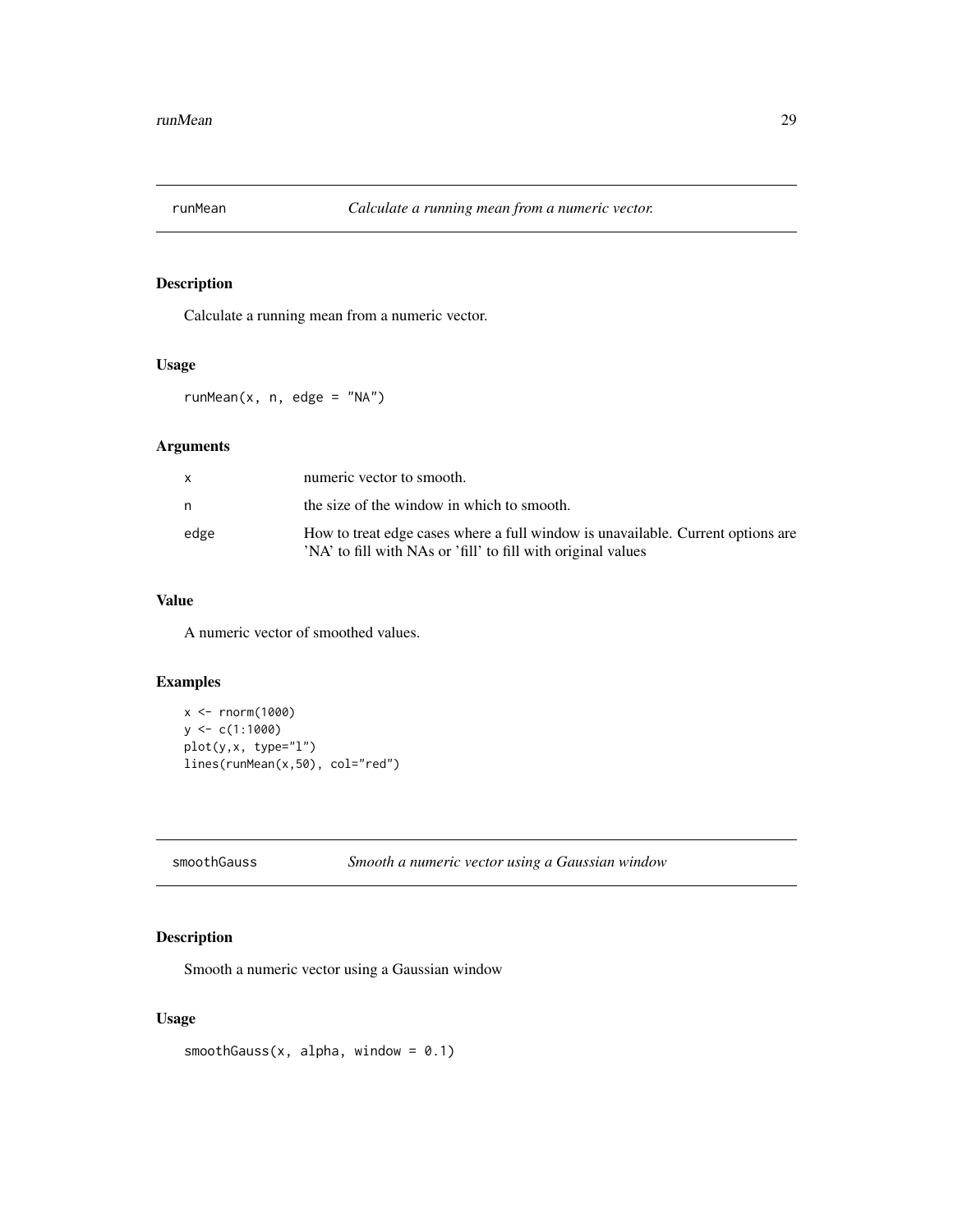## runMean — *Calculate a running mean from a numeric vector.*

### Description

Calculate a running mean from a numeric vector.

### Usage

```
runMean(x, n, edge = "NA")
```

### Arguments

| | |
|---|---|
| x | numeric vector to smooth. |
| n | the size of the window in which to smooth. |
| edge | How to treat edge cases where a full window is unavailable. Current options are 'NA' to fill with NAs or 'fill' to fill with original values |

### Value

A numeric vector of smoothed values.

### Examples

```
x <- rnorm(1000)
y <- c(1:1000)
plot(y,x, type="l")
lines(runMean(x,50), col="red")
```

## smoothGauss — *Smooth a numeric vector using a Gaussian window*

### Description

Smooth a numeric vector using a Gaussian window

### Usage

```
smoothGauss(x, alpha, window = 0.1)
```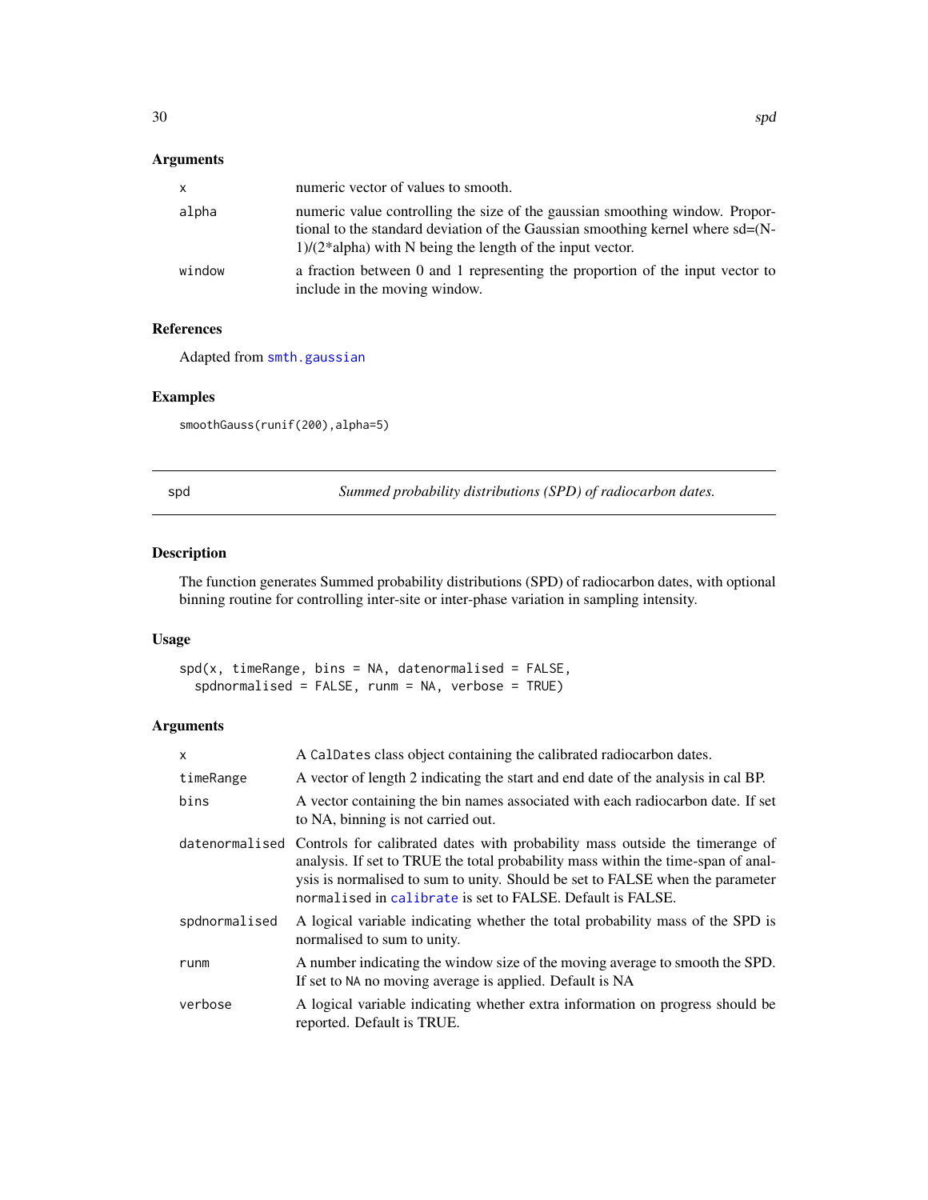### Arguments

| | |
|---|---|
| `x` | numeric vector of values to smooth. |
| `alpha` | numeric value controlling the size of the gaussian smoothing window. Proportional to the standard deviation of the Gaussian smoothing kernel where sd=(N-1)/(2*alpha) with N being the length of the input vector. |
| `window` | a fraction between 0 and 1 representing the proportion of the input vector to include in the moving window. |

### References

Adapted from `smth.gaussian`

### Examples

```
smoothGauss(runif(200),alpha=5)
```

---

## spd — *Summed probability distributions (SPD) of radiocarbon dates.*

---

### Description

The function generates Summed probability distributions (SPD) of radiocarbon dates, with optional binning routine for controlling inter-site or inter-phase variation in sampling intensity.

### Usage

```
spd(x, timeRange, bins = NA, datenormalised = FALSE,
  spdnormalised = FALSE, runm = NA, verbose = TRUE)
```

### Arguments

| | |
|---|---|
| `x` | A `CalDates` class object containing the calibrated radiocarbon dates. |
| `timeRange` | A vector of length 2 indicating the start and end date of the analysis in cal BP. |
| `bins` | A vector containing the bin names associated with each radiocarbon date. If set to NA, binning is not carried out. |
| `datenormalised` | Controls for calibrated dates with probability mass outside the timerange of analysis. If set to TRUE the total probability mass within the time-span of analysis is normalised to sum to unity. Should be set to FALSE when the parameter `normalised` in `calibrate` is set to FALSE. Default is FALSE. |
| `spdnormalised` | A logical variable indicating whether the total probability mass of the SPD is normalised to sum to unity. |
| `runm` | A number indicating the window size of the moving average to smooth the SPD. If set to `NA` no moving average is applied. Default is NA |
| `verbose` | A logical variable indicating whether extra information on progress should be reported. Default is TRUE. |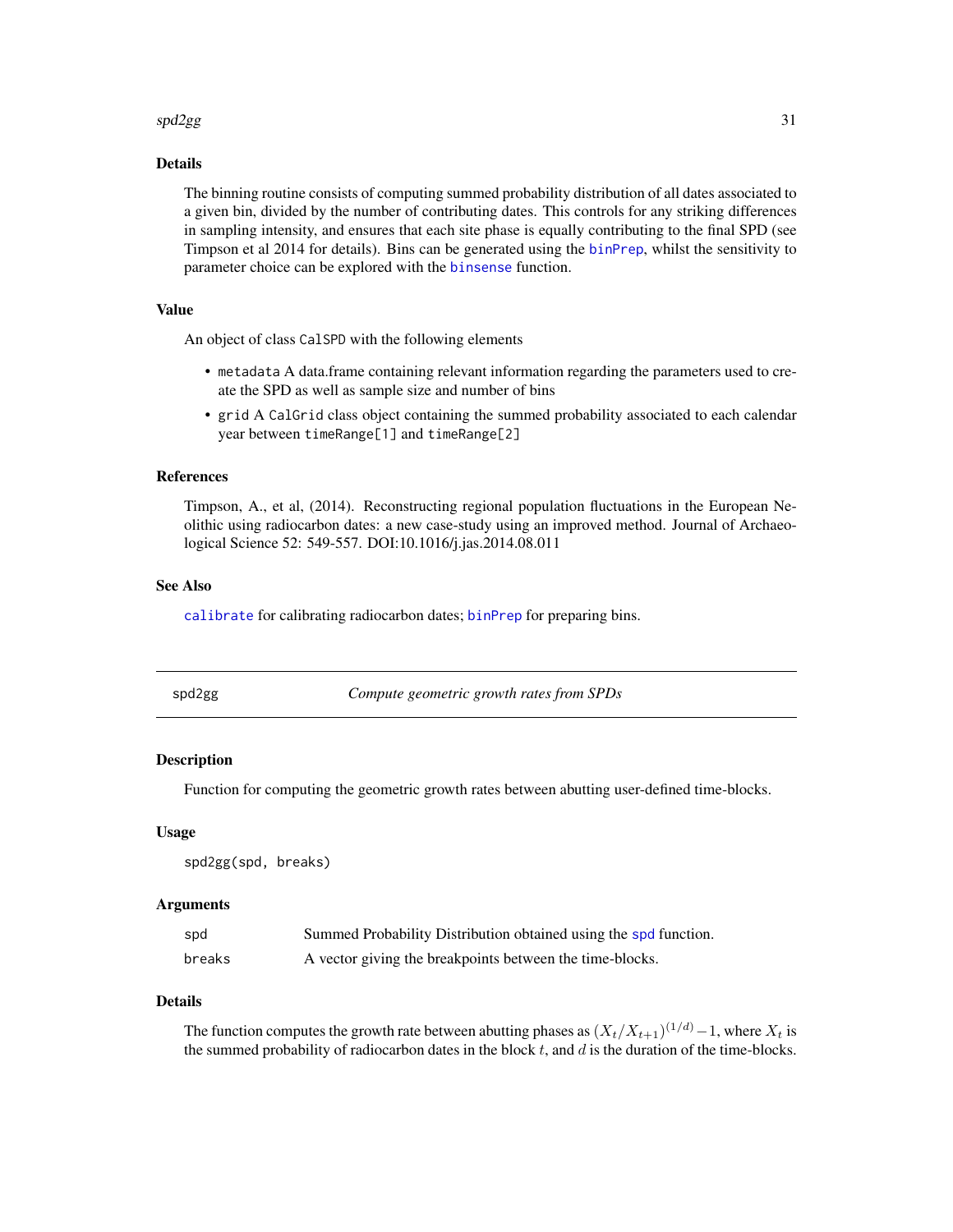### Details

The binning routine consists of computing summed probability distribution of all dates associated to a given bin, divided by the number of contributing dates. This controls for any striking differences in sampling intensity, and ensures that each site phase is equally contributing to the final SPD (see Timpson et al 2014 for details). Bins can be generated using the `binPrep`, whilst the sensitivity to parameter choice can be explored with the `binsense` function.

### Value

An object of class `CalSPD` with the following elements

- `metadata` A data.frame containing relevant information regarding the parameters used to create the SPD as well as sample size and number of bins
- `grid` A `CalGrid` class object containing the summed probability associated to each calendar year between `timeRange[1]` and `timeRange[2]`

### References

Timpson, A., et al, (2014). Reconstructing regional population fluctuations in the European Neolithic using radiocarbon dates: a new case-study using an improved method. Journal of Archaeological Science 52: 549-557. DOI:10.1016/j.jas.2014.08.011

### See Also

`calibrate` for calibrating radiocarbon dates; `binPrep` for preparing bins.

---

## spd2gg — *Compute geometric growth rates from SPDs*

### Description

Function for computing the geometric growth rates between abutting user-defined time-blocks.

### Usage

```
spd2gg(spd, breaks)
```

### Arguments

| | |
|---|---|
| `spd` | Summed Probability Distribution obtained using the `spd` function. |
| `breaks` | A vector giving the breakpoints between the time-blocks. |

### Details

The function computes the growth rate between abutting phases as $(X_t/X_{t+1})^{(1/d)} - 1$, where $X_t$ is the summed probability of radiocarbon dates in the block $t$, and $d$ is the duration of the time-blocks.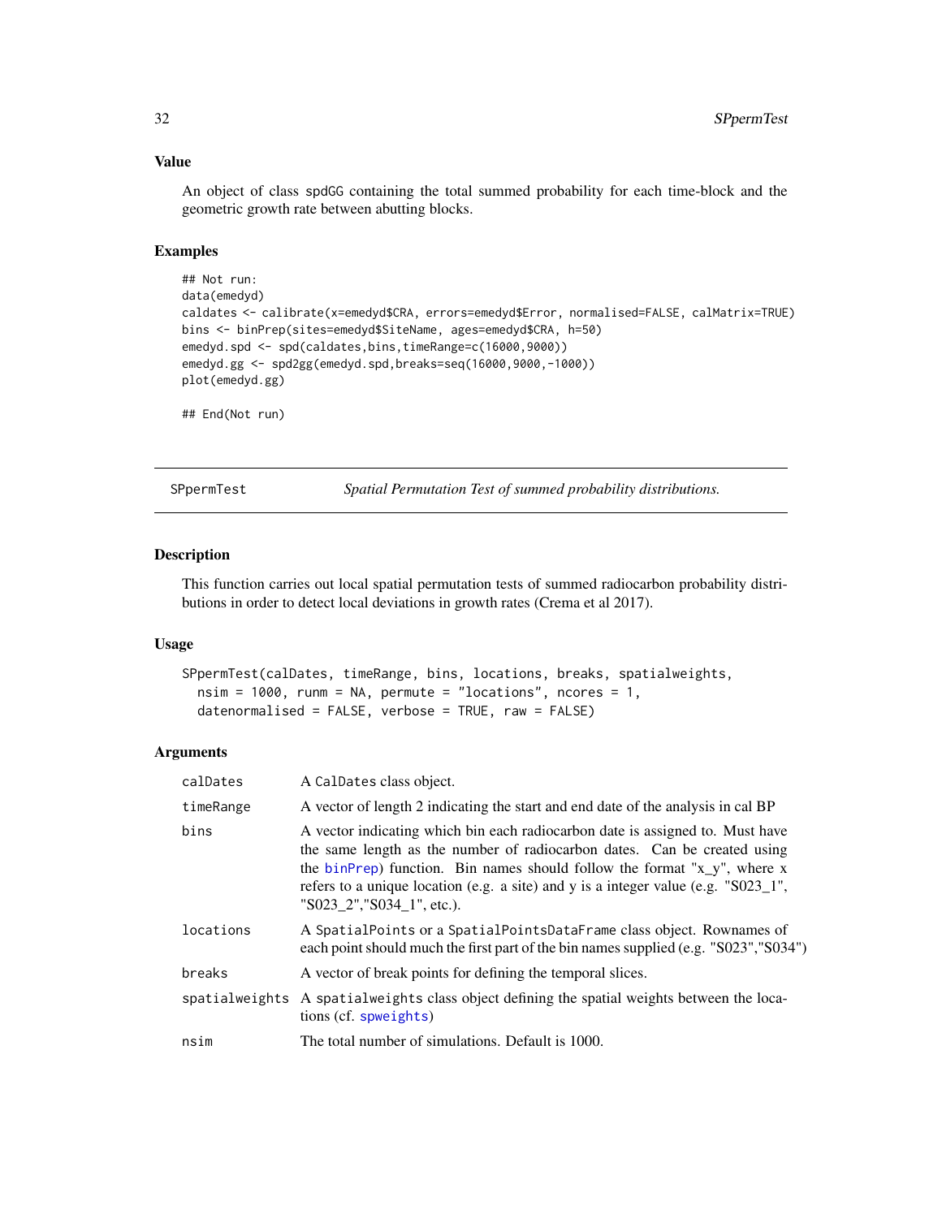## Value

An object of class spdGG containing the total summed probability for each time-block and the geometric growth rate between abutting blocks.

## Examples

```
## Not run:
data(emedyd)
caldates <- calibrate(x=emedyd$CRA, errors=emedyd$Error, normalised=FALSE, calMatrix=TRUE)
bins <- binPrep(sites=emedyd$SiteName, ages=emedyd$CRA, h=50)
emedyd.spd <- spd(caldates,bins,timeRange=c(16000,9000))
emedyd.gg <- spd2gg(emedyd.spd,breaks=seq(16000,9000,-1000))
plot(emedyd.gg)

## End(Not run)
```

---

# SPpermTest — *Spatial Permutation Test of summed probability distributions.*

## Description

This function carries out local spatial permutation tests of summed radiocarbon probability distributions in order to detect local deviations in growth rates (Crema et al 2017).

## Usage

```
SPpermTest(calDates, timeRange, bins, locations, breaks, spatialweights,
  nsim = 1000, runm = NA, permute = "locations", ncores = 1,
  datenormalised = FALSE, verbose = TRUE, raw = FALSE)
```

## Arguments

| Argument | Description |
|---|---|
| calDates | A CalDates class object. |
| timeRange | A vector of length 2 indicating the start and end date of the analysis in cal BP |
| bins | A vector indicating which bin each radiocarbon date is assigned to. Must have the same length as the number of radiocarbon dates. Can be created using the binPrep) function. Bin names should follow the format "x_y", where x refers to a unique location (e.g. a site) and y is a integer value (e.g. "S023_1", "S023_2","S034_1", etc.). |
| locations | A SpatialPoints or a SpatialPointsDataFrame class object. Rownames of each point should much the first part of the bin names supplied (e.g. "S023","S034") |
| breaks | A vector of break points for defining the temporal slices. |
| spatialweights | A spatialweights class object defining the spatial weights between the locations (cf. spweights) |
| nsim | The total number of simulations. Default is 1000. |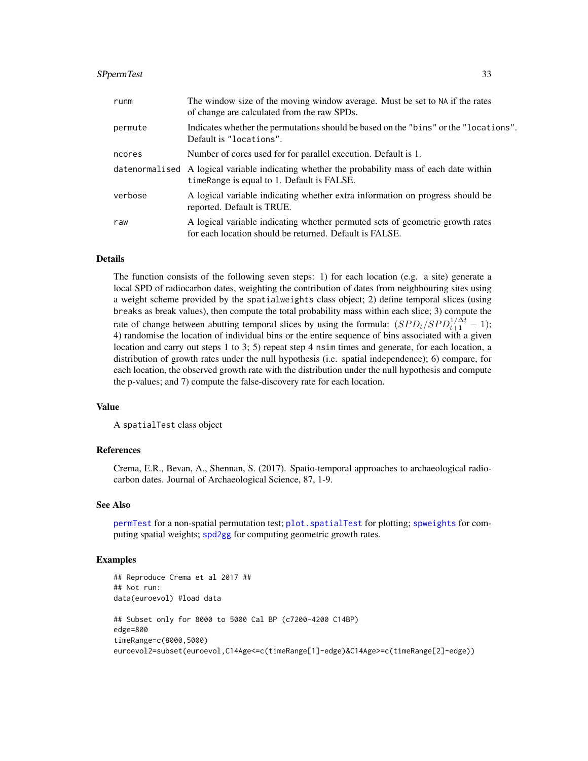| | |
|---|---|
| runm | The window size of the moving window average. Must be set to NA if the rates of change are calculated from the raw SPDs. |
| permute | Indicates whether the permutations should be based on the "bins" or the "locations". Default is "locations". |
| ncores | Number of cores used for for parallel execution. Default is 1. |
| datenormalised | A logical variable indicating whether the probability mass of each date within timeRange is equal to 1. Default is FALSE. |
| verbose | A logical variable indicating whether extra information on progress should be reported. Default is TRUE. |
| raw | A logical variable indicating whether permuted sets of geometric growth rates for each location should be returned. Default is FALSE. |

## Details

The function consists of the following seven steps: 1) for each location (e.g. a site) generate a local SPD of radiocarbon dates, weighting the contribution of dates from neighbouring sites using a weight scheme provided by the spatialweights class object; 2) define temporal slices (using breaks as break values), then compute the total probability mass within each slice; 3) compute the rate of change between abutting temporal slices by using the formula: $(SPD_t/SPD_{t+1}^{1/\Delta t} - 1)$; 4) randomise the location of individual bins or the entire sequence of bins associated with a given location and carry out steps 1 to 3; 5) repeat step 4 nsim times and generate, for each location, a distribution of growth rates under the null hypothesis (i.e. spatial independence); 6) compare, for each location, the observed growth rate with the distribution under the null hypothesis and compute the p-values; and 7) compute the false-discovery rate for each location.

## Value

A spatialTest class object

## References

Crema, E.R., Bevan, A., Shennan, S. (2017). Spatio-temporal approaches to archaeological radiocarbon dates. Journal of Archaeological Science, 87, 1-9.

## See Also

permTest for a non-spatial permutation test; plot.spatialTest for plotting; spweights for computing spatial weights; spd2gg for computing geometric growth rates.

## Examples

```
## Reproduce Crema et al 2017 ##
## Not run:
data(euroevol) #load data

## Subset only for 8000 to 5000 Cal BP (c7200-4200 C14BP)
edge=800
timeRange=c(8000,5000)
euroevol2=subset(euroevol,C14Age<=c(timeRange[1]-edge)&C14Age>=c(timeRange[2]-edge))
```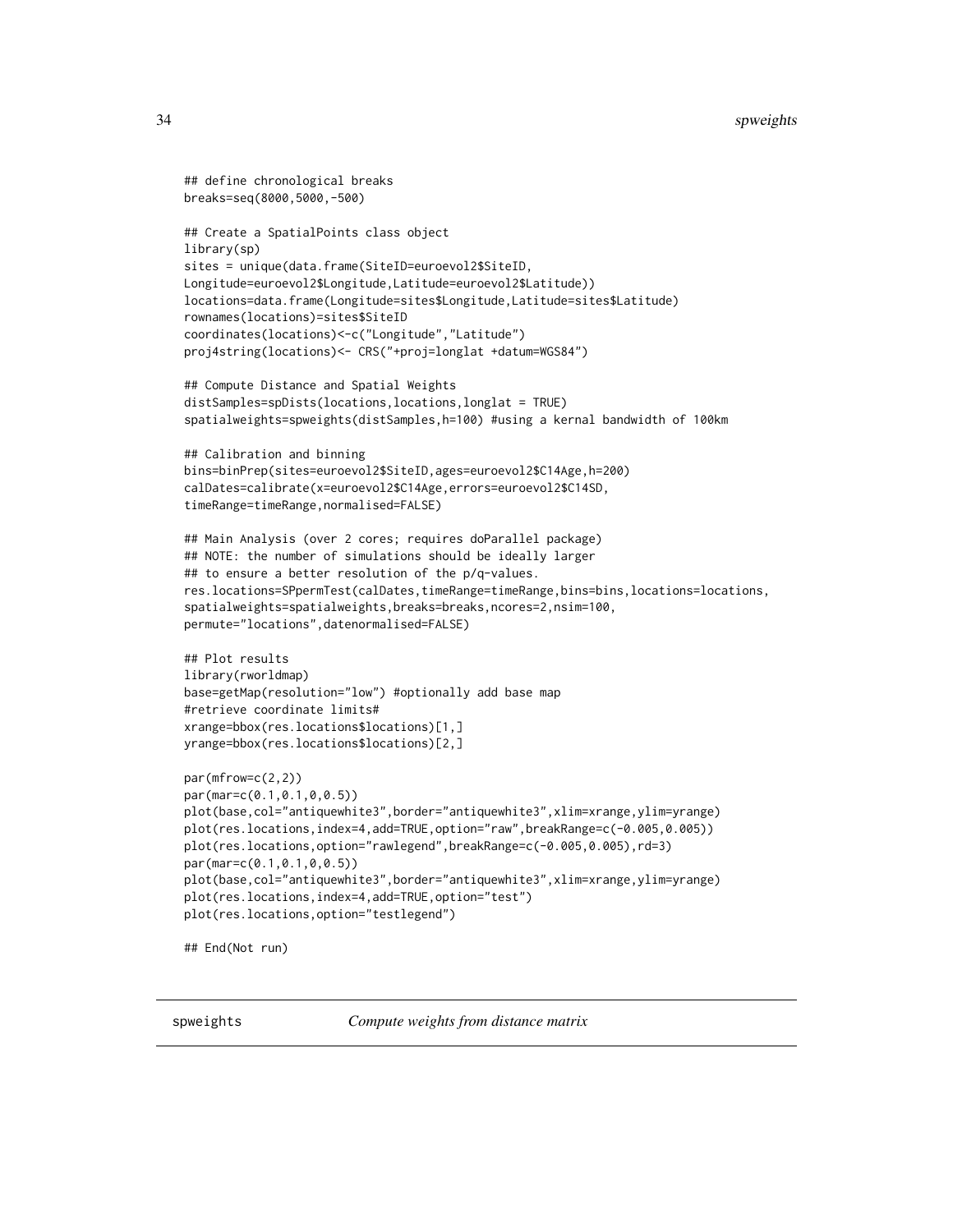```
## define chronological breaks
breaks=seq(8000,5000,-500)

## Create a SpatialPoints class object
library(sp)
sites = unique(data.frame(SiteID=euroevol2$SiteID,
Longitude=euroevol2$Longitude,Latitude=euroevol2$Latitude))
locations=data.frame(Longitude=sites$Longitude,Latitude=sites$Latitude)
rownames(locations)=sites$SiteID
coordinates(locations)<-c("Longitude","Latitude")
proj4string(locations)<- CRS("+proj=longlat +datum=WGS84")

## Compute Distance and Spatial Weights
distSamples=spDists(locations,locations,longlat = TRUE)
spatialweights=spweights(distSamples,h=100) #using a kernal bandwidth of 100km

## Calibration and binning
bins=binPrep(sites=euroevol2$SiteID,ages=euroevol2$C14Age,h=200)
calDates=calibrate(x=euroevol2$C14Age,errors=euroevol2$C14SD,
timeRange=timeRange,normalised=FALSE)

## Main Analysis (over 2 cores; requires doParallel package)
## NOTE: the number of simulations should be ideally larger
## to ensure a better resolution of the p/q-values.
res.locations=SPpermTest(calDates,timeRange=timeRange,bins=bins,locations=locations,
spatialweights=spatialweights,breaks=breaks,ncores=2,nsim=100,
permute="locations",datenormalised=FALSE)

## Plot results
library(rworldmap)
base=getMap(resolution="low") #optionally add base map
#retrieve coordinate limits#
xrange=bbox(res.locations$locations)[1,]
yrange=bbox(res.locations$locations)[2,]

par(mfrow=c(2,2))
par(mar=c(0.1,0.1,0,0.5))
plot(base,col="antiquewhite3",border="antiquewhite3",xlim=xrange,ylim=yrange)
plot(res.locations,index=4,add=TRUE,option="raw",breakRange=c(-0.005,0.005))
plot(res.locations,option="rawlegend",breakRange=c(-0.005,0.005),rd=3)
par(mar=c(0.1,0.1,0,0.5))
plot(base,col="antiquewhite3",border="antiquewhite3",xlim=xrange,ylim=yrange)
plot(res.locations,index=4,add=TRUE,option="test")
plot(res.locations,option="testlegend")

## End(Not run)
```

---

spweights *Compute weights from distance matrix*

---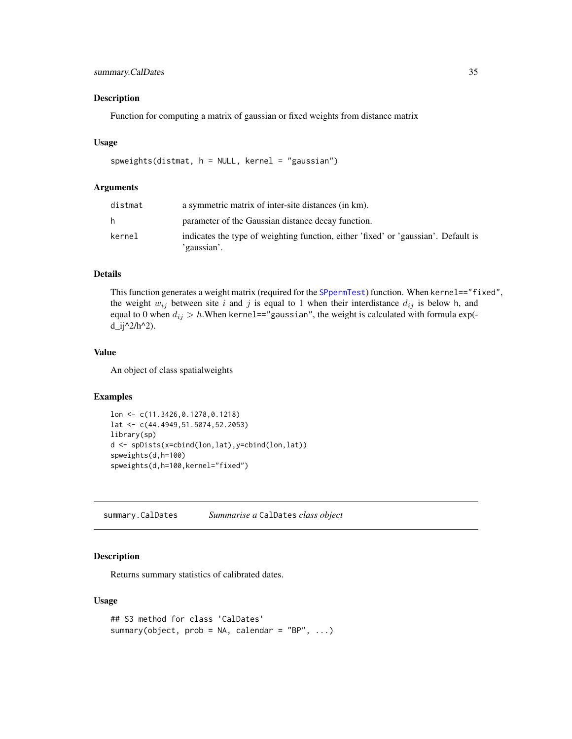### Description

Function for computing a matrix of gaussian or fixed weights from distance matrix

### Usage

```
spweights(distmat, h = NULL, kernel = "gaussian")
```

### Arguments

| | |
|---|---|
| distmat | a symmetric matrix of inter-site distances (in km). |
| h | parameter of the Gaussian distance decay function. |
| kernel | indicates the type of weighting function, either 'fixed' or 'gaussian'. Default is 'gaussian'. |

### Details

This function generates a weight matrix (required for the SPpermTest) function. When kernel=="fixed", the weight $w_{ij}$ between site $i$ and $j$ is equal to 1 when their interdistance $d_{ij}$ is below h, and equal to 0 when $d_{ij} > h$.When kernel=="gaussian", the weight is calculated with formula exp(-d_ij^2/h^2).

### Value

An object of class spatialweights

### Examples

```
lon <- c(11.3426,0.1278,0.1218)
lat <- c(44.4949,51.5074,52.2053)
library(sp)
d <- spDists(x=cbind(lon,lat),y=cbind(lon,lat))
spweights(d,h=100)
spweights(d,h=100,kernel="fixed")
```

---

## summary.CalDates *Summarise a* CalDates *class object*

### Description

Returns summary statistics of calibrated dates.

### Usage

```
## S3 method for class 'CalDates'
summary(object, prob = NA, calendar = "BP", ...)
```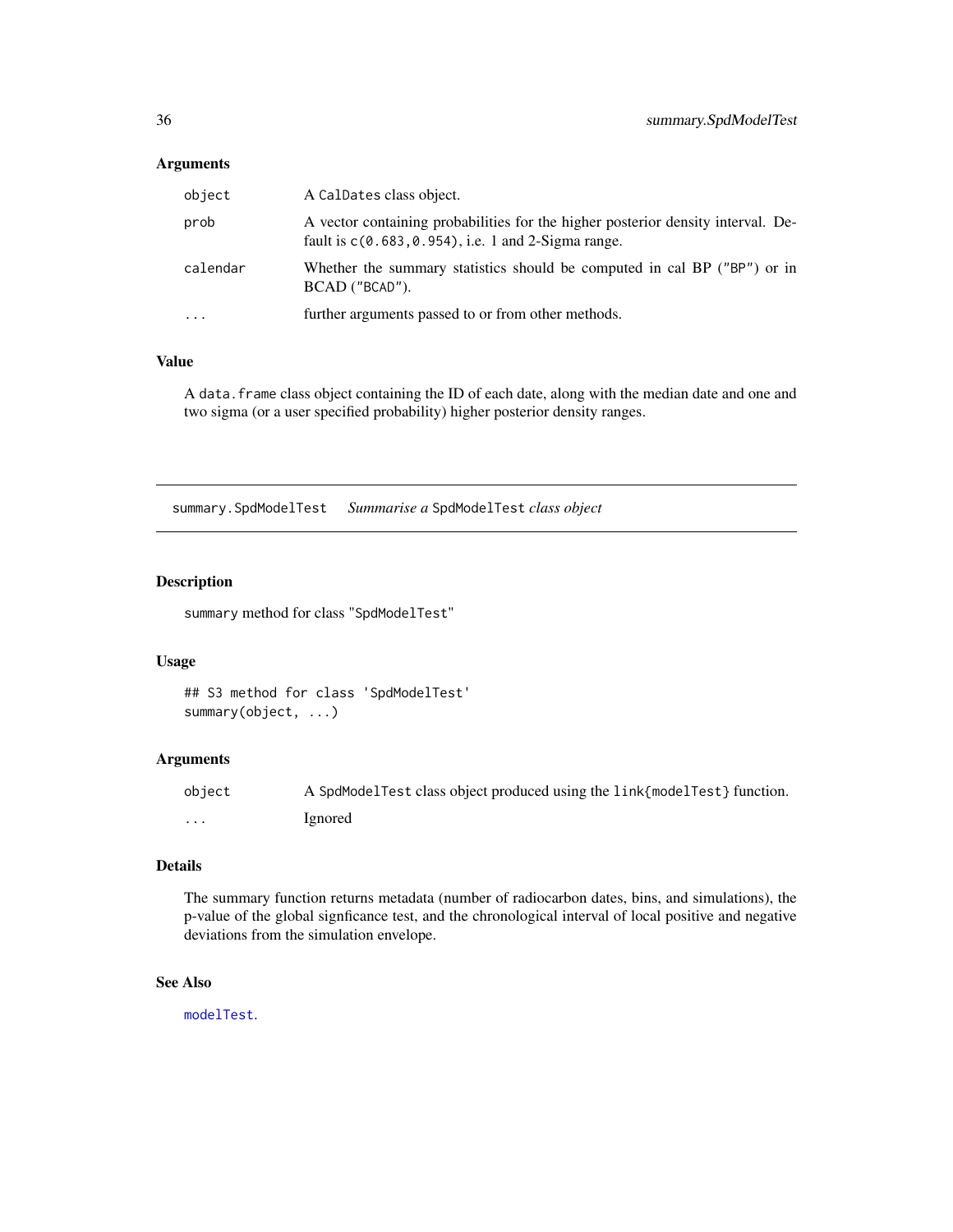### Arguments

| | |
|---|---|
| `object` | A `CalDates` class object. |
| `prob` | A vector containing probabilities for the higher posterior density interval. Default is `c(0.683,0.954)`, i.e. 1 and 2-Sigma range. |
| `calendar` | Whether the summary statistics should be computed in cal BP (`"BP"`) or in BCAD (`"BCAD"`). |
| `...` | further arguments passed to or from other methods. |

### Value

A `data.frame` class object containing the ID of each date, along with the median date and one and two sigma (or a user specified probability) higher posterior density ranges.

---

## summary.SpdModelTest — *Summarise a* `SpdModelTest` *class object*

---

### Description

`summary` method for class `"SpdModelTest"`

### Usage

```
## S3 method for class 'SpdModelTest'
summary(object, ...)
```

### Arguments

| | |
|---|---|
| `object` | A `SpdModelTest` class object produced using the `link{modelTest}` function. |
| `...` | Ignored |

### Details

The summary function returns metadata (number of radiocarbon dates, bins, and simulations), the p-value of the global signficance test, and the chronological interval of local positive and negative deviations from the simulation envelope.

### See Also

`modelTest`.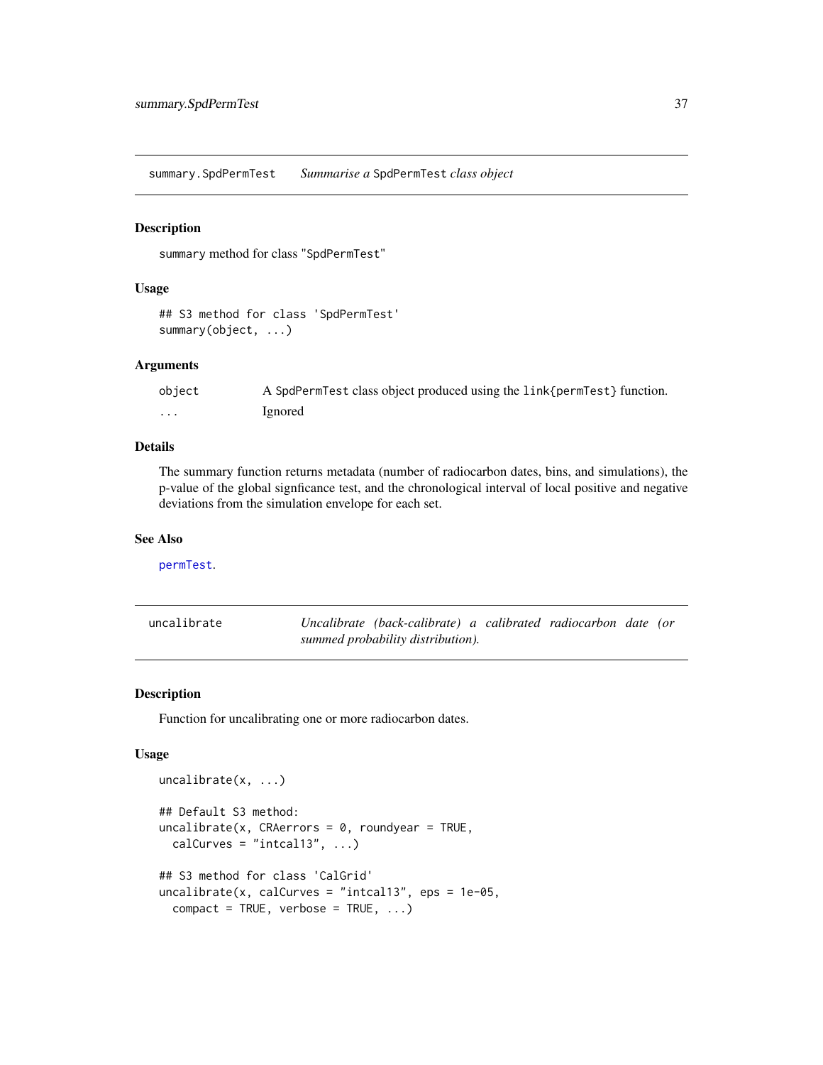## summary.SpdPermTest — *Summarise a* SpdPermTest *class object*

### Description

`summary` method for class "SpdPermTest"

### Usage

```
## S3 method for class 'SpdPermTest'
summary(object, ...)
```

### Arguments

| | |
|---|---|
| object | A SpdPermTest class object produced using the link{permTest} function. |
| ... | Ignored |

### Details

The summary function returns metadata (number of radiocarbon dates, bins, and simulations), the p-value of the global signficance test, and the chronological interval of local positive and negative deviations from the simulation envelope for each set.

### See Also

permTest.

## uncalibrate — *Uncalibrate (back-calibrate) a calibrated radiocarbon date (or summed probability distribution).*

### Description

Function for uncalibrating one or more radiocarbon dates.

### Usage

```
uncalibrate(x, ...)

## Default S3 method:
uncalibrate(x, CRAerrors = 0, roundyear = TRUE,
  calCurves = "intcal13", ...)

## S3 method for class 'CalGrid'
uncalibrate(x, calCurves = "intcal13", eps = 1e-05,
  compact = TRUE, verbose = TRUE, ...)
```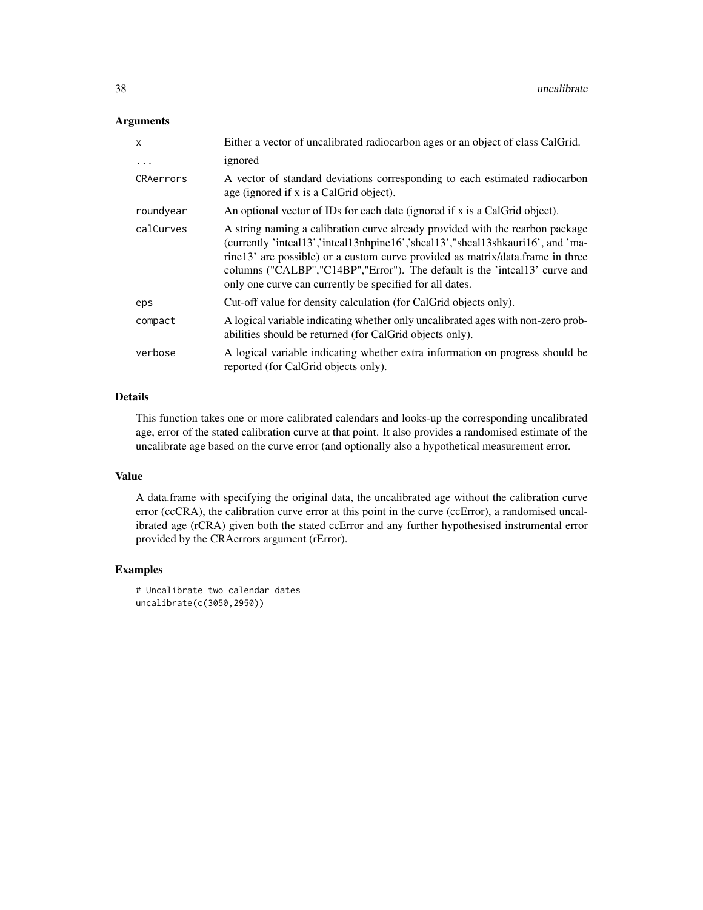## Arguments

| | |
|---|---|
| `x` | Either a vector of uncalibrated radiocarbon ages or an object of class CalGrid. |
| `...` | ignored |
| `CRAerrors` | A vector of standard deviations corresponding to each estimated radiocarbon age (ignored if x is a CalGrid object). |
| `roundyear` | An optional vector of IDs for each date (ignored if x is a CalGrid object). |
| `calCurves` | A string naming a calibration curve already provided with the rcarbon package (currently 'intcal13','intcal13nhpine16','shcal13',"shcal13shkauri16', and 'marine13' are possible) or a custom curve provided as matrix/data.frame in three columns ("CALBP","C14BP","Error"). The default is the 'intcal13' curve and only one curve can currently be specified for all dates. |
| `eps` | Cut-off value for density calculation (for CalGrid objects only). |
| `compact` | A logical variable indicating whether only uncalibrated ages with non-zero probabilities should be returned (for CalGrid objects only). |
| `verbose` | A logical variable indicating whether extra information on progress should be reported (for CalGrid objects only). |

## Details

This function takes one or more calibrated calendars and looks-up the corresponding uncalibrated age, error of the stated calibration curve at that point. It also provides a randomised estimate of the uncalibrate age based on the curve error (and optionally also a hypothetical measurement error.

## Value

A data.frame with specifying the original data, the uncalibrated age without the calibration curve error (ccCRA), the calibration curve error at this point in the curve (ccError), a randomised uncalibrated age (rCRA) given both the stated ccError and any further hypothesised instrumental error provided by the CRAerrors argument (rError).

## Examples

```
# Uncalibrate two calendar dates
uncalibrate(c(3050,2950))
```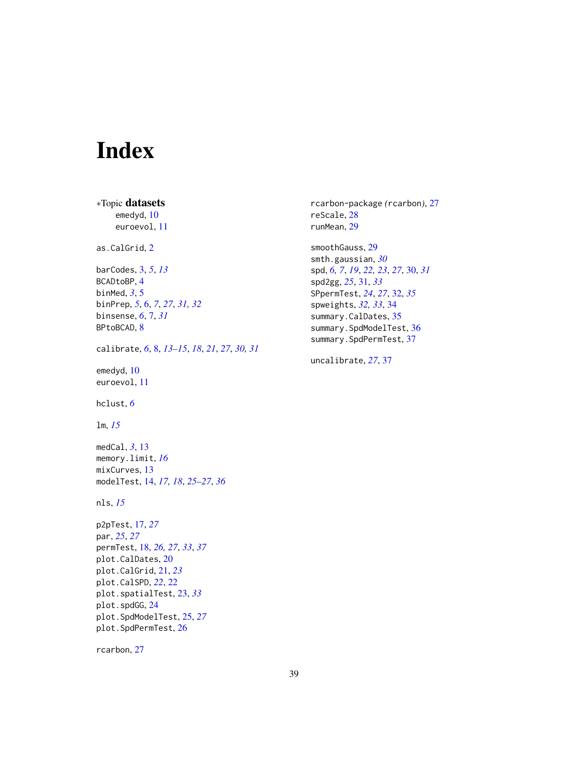# Index

*Topic **datasets**

emedyd, 10
euroevol, 11

as.CalGrid, 2

barCodes, 3, *5*, *13*
BCADtoBP, 4
binMed, *3*, 5
binPrep, *5*, 6, *7*, *27*, *31, 32*
binsense, *6*, 7, *31*
BPtoBCAD, 8

calibrate, *6*, 8, *13–15*, *18*, *21*, *27*, *30, 31*

emedyd, 10
euroevol, 11

hclust, *6*

lm, *15*

medCal, *3*, 13
memory.limit, *16*
mixCurves, 13
modelTest, 14, *17, 18*, *25–27*, *36*

nls, *15*

p2pTest, 17, *27*
par, *25*, *27*
permTest, 18, *26, 27*, *33*, *37*
plot.CalDates, 20
plot.CalGrid, 21, *23*
plot.CalSPD, *22*, 22
plot.spatialTest, 23, *33*
plot.spdGG, 24
plot.SpdModelTest, 25, *27*
plot.SpdPermTest, 26

rcarbon, 27
rcarbon-package *(*rcarbon*)*, 27
reScale, 28
runMean, 29

smoothGauss, 29
smth.gaussian, *30*
spd, *6, 7*, *19*, *22, 23*, *27*, 30, *31*
spd2gg, *25*, 31, *33*
SPpermTest, *24*, *27*, 32, *35*
spweights, *32, 33*, 34
summary.CalDates, 35
summary.SpdModelTest, 36
summary.SpdPermTest, 37

uncalibrate, *27*, 37